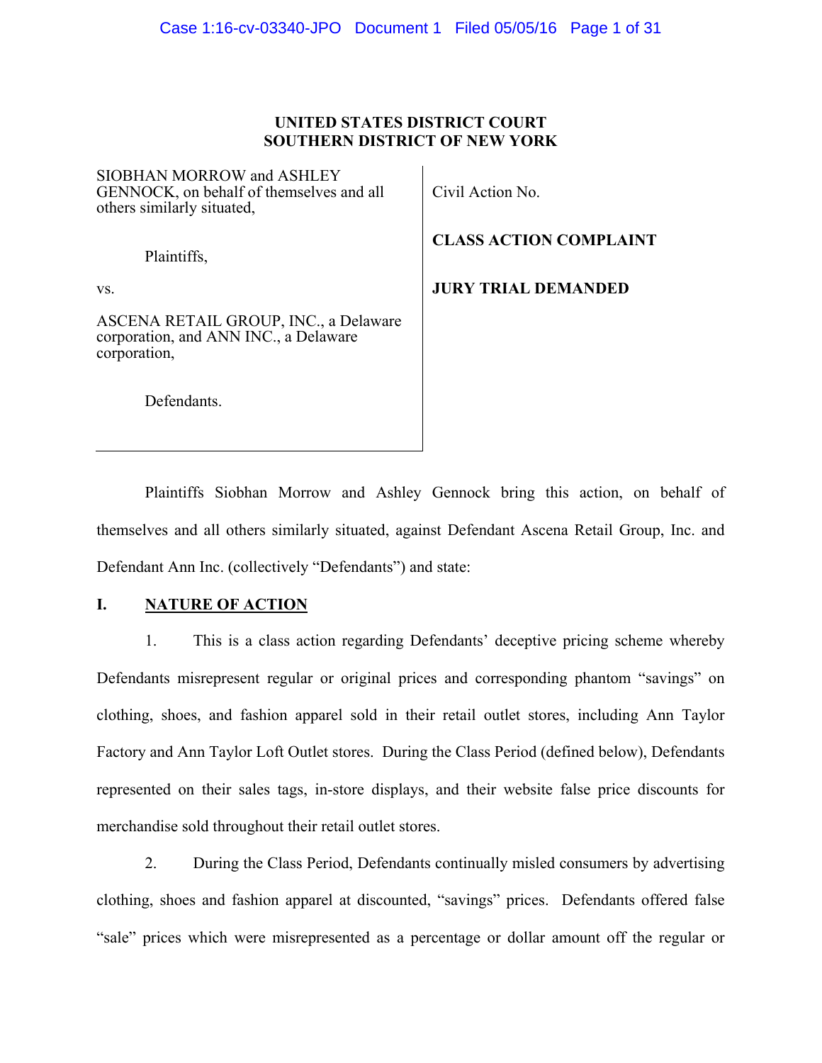**UNITED STATES DISTRICT COURT**
**SOUTHERN DISTRICT OF NEW YORK**

| | |
|---|---|
| SIOBHAN MORROW and ASHLEY GENNOCK, on behalf of themselves and all others similarly situated,<br><br>Plaintiffs,<br><br>vs.<br><br>ASCENA RETAIL GROUP, INC., a Delaware corporation, and ANN INC., a Delaware corporation,<br><br>Defendants. | Civil Action No.<br><br>**CLASS ACTION COMPLAINT**<br><br>**JURY TRIAL DEMANDED** |

Plaintiffs Siobhan Morrow and Ashley Gennock bring this action, on behalf of themselves and all others similarly situated, against Defendant Ascena Retail Group, Inc. and Defendant Ann Inc. (collectively "Defendants") and state:

## I. NATURE OF ACTION

1. This is a class action regarding Defendants' deceptive pricing scheme whereby Defendants misrepresent regular or original prices and corresponding phantom "savings" on clothing, shoes, and fashion apparel sold in their retail outlet stores, including Ann Taylor Factory and Ann Taylor Loft Outlet stores. During the Class Period (defined below), Defendants represented on their sales tags, in-store displays, and their website false price discounts for merchandise sold throughout their retail outlet stores.

2. During the Class Period, Defendants continually misled consumers by advertising clothing, shoes and fashion apparel at discounted, "savings" prices. Defendants offered false "sale" prices which were misrepresented as a percentage or dollar amount off the regular or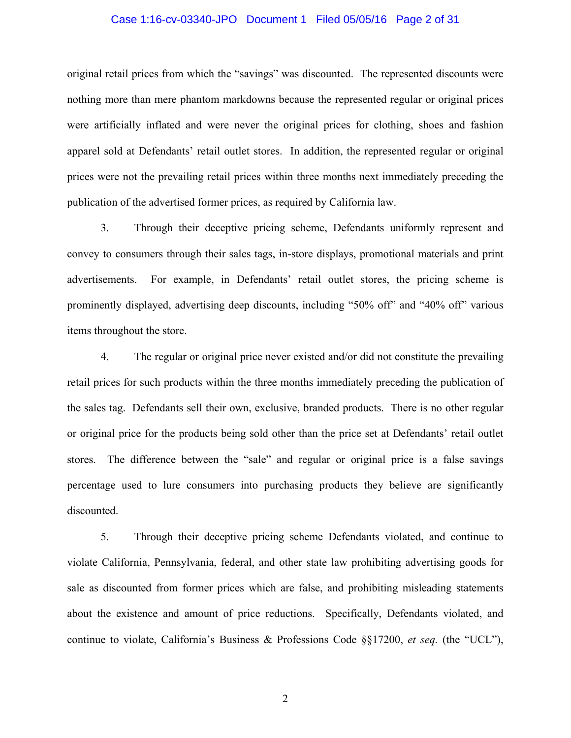original retail prices from which the "savings" was discounted. The represented discounts were nothing more than mere phantom markdowns because the represented regular or original prices were artificially inflated and were never the original prices for clothing, shoes and fashion apparel sold at Defendants' retail outlet stores. In addition, the represented regular or original prices were not the prevailing retail prices within three months next immediately preceding the publication of the advertised former prices, as required by California law.

3. Through their deceptive pricing scheme, Defendants uniformly represent and convey to consumers through their sales tags, in-store displays, promotional materials and print advertisements. For example, in Defendants' retail outlet stores, the pricing scheme is prominently displayed, advertising deep discounts, including "50% off" and "40% off" various items throughout the store.

4. The regular or original price never existed and/or did not constitute the prevailing retail prices for such products within the three months immediately preceding the publication of the sales tag. Defendants sell their own, exclusive, branded products. There is no other regular or original price for the products being sold other than the price set at Defendants' retail outlet stores. The difference between the "sale" and regular or original price is a false savings percentage used to lure consumers into purchasing products they believe are significantly discounted.

5. Through their deceptive pricing scheme Defendants violated, and continue to violate California, Pennsylvania, federal, and other state law prohibiting advertising goods for sale as discounted from former prices which are false, and prohibiting misleading statements about the existence and amount of price reductions. Specifically, Defendants violated, and continue to violate, California's Business & Professions Code §§17200, *et seq.* (the "UCL"),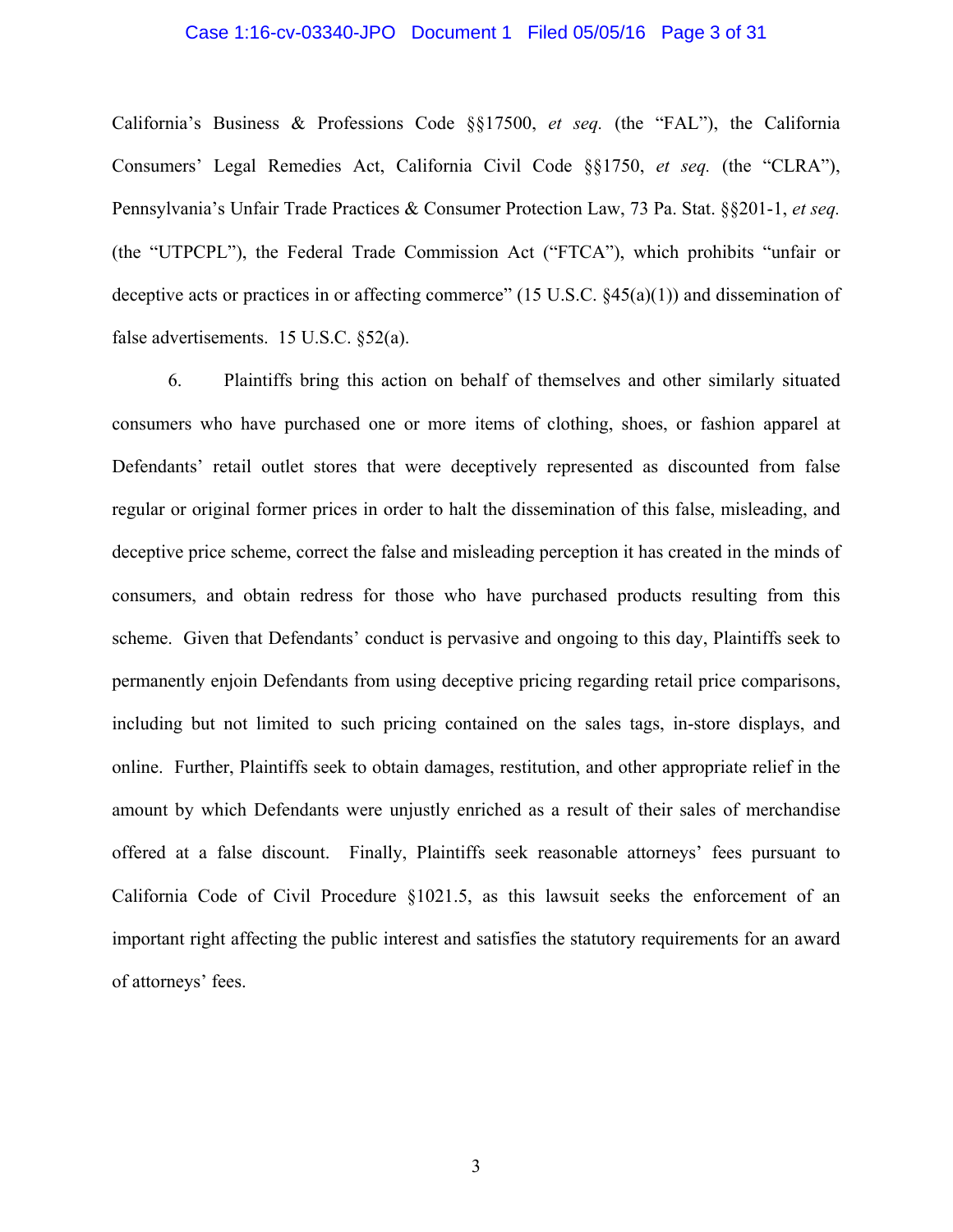California's Business & Professions Code §§17500, *et seq.* (the "FAL"), the California Consumers' Legal Remedies Act, California Civil Code §§1750, *et seq.* (the "CLRA"), Pennsylvania's Unfair Trade Practices & Consumer Protection Law, 73 Pa. Stat. §§201-1, *et seq.* (the "UTPCPL"), the Federal Trade Commission Act ("FTCA"), which prohibits "unfair or deceptive acts or practices in or affecting commerce" (15 U.S.C. §45(a)(1)) and dissemination of false advertisements. 15 U.S.C. §52(a).

6. Plaintiffs bring this action on behalf of themselves and other similarly situated consumers who have purchased one or more items of clothing, shoes, or fashion apparel at Defendants' retail outlet stores that were deceptively represented as discounted from false regular or original former prices in order to halt the dissemination of this false, misleading, and deceptive price scheme, correct the false and misleading perception it has created in the minds of consumers, and obtain redress for those who have purchased products resulting from this scheme. Given that Defendants' conduct is pervasive and ongoing to this day, Plaintiffs seek to permanently enjoin Defendants from using deceptive pricing regarding retail price comparisons, including but not limited to such pricing contained on the sales tags, in-store displays, and online. Further, Plaintiffs seek to obtain damages, restitution, and other appropriate relief in the amount by which Defendants were unjustly enriched as a result of their sales of merchandise offered at a false discount. Finally, Plaintiffs seek reasonable attorneys' fees pursuant to California Code of Civil Procedure §1021.5, as this lawsuit seeks the enforcement of an important right affecting the public interest and satisfies the statutory requirements for an award of attorneys' fees.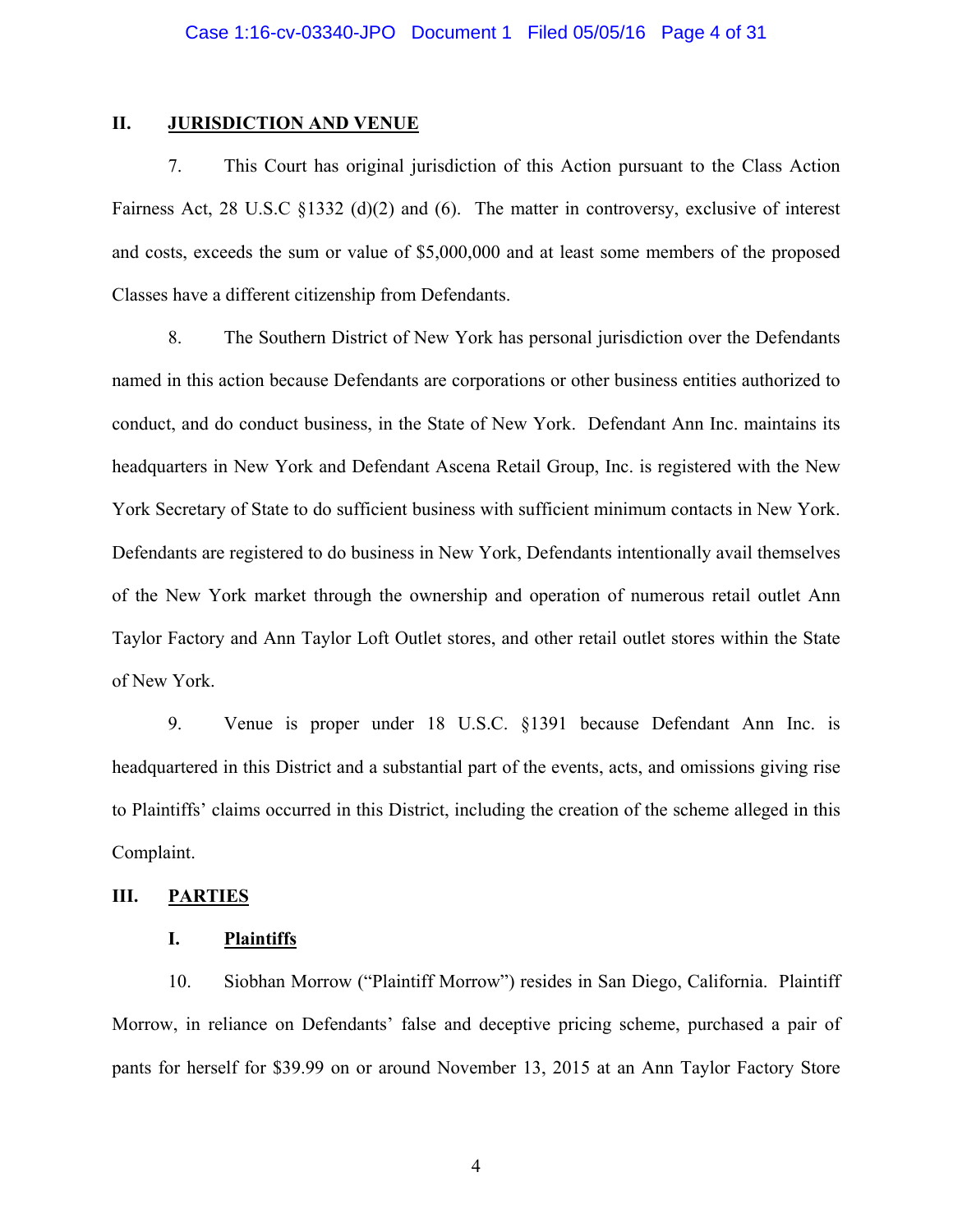## II. JURISDICTION AND VENUE

7. This Court has original jurisdiction of this Action pursuant to the Class Action Fairness Act, 28 U.S.C §1332 (d)(2) and (6). The matter in controversy, exclusive of interest and costs, exceeds the sum or value of $5,000,000 and at least some members of the proposed Classes have a different citizenship from Defendants.

8. The Southern District of New York has personal jurisdiction over the Defendants named in this action because Defendants are corporations or other business entities authorized to conduct, and do conduct business, in the State of New York. Defendant Ann Inc. maintains its headquarters in New York and Defendant Ascena Retail Group, Inc. is registered with the New York Secretary of State to do sufficient business with sufficient minimum contacts in New York. Defendants are registered to do business in New York, Defendants intentionally avail themselves of the New York market through the ownership and operation of numerous retail outlet Ann Taylor Factory and Ann Taylor Loft Outlet stores, and other retail outlet stores within the State of New York.

9. Venue is proper under 18 U.S.C. §1391 because Defendant Ann Inc. is headquartered in this District and a substantial part of the events, acts, and omissions giving rise to Plaintiffs' claims occurred in this District, including the creation of the scheme alleged in this Complaint.

## III. PARTIES

### I. Plaintiffs

10. Siobhan Morrow ("Plaintiff Morrow") resides in San Diego, California. Plaintiff Morrow, in reliance on Defendants' false and deceptive pricing scheme, purchased a pair of pants for herself for $39.99 on or around November 13, 2015 at an Ann Taylor Factory Store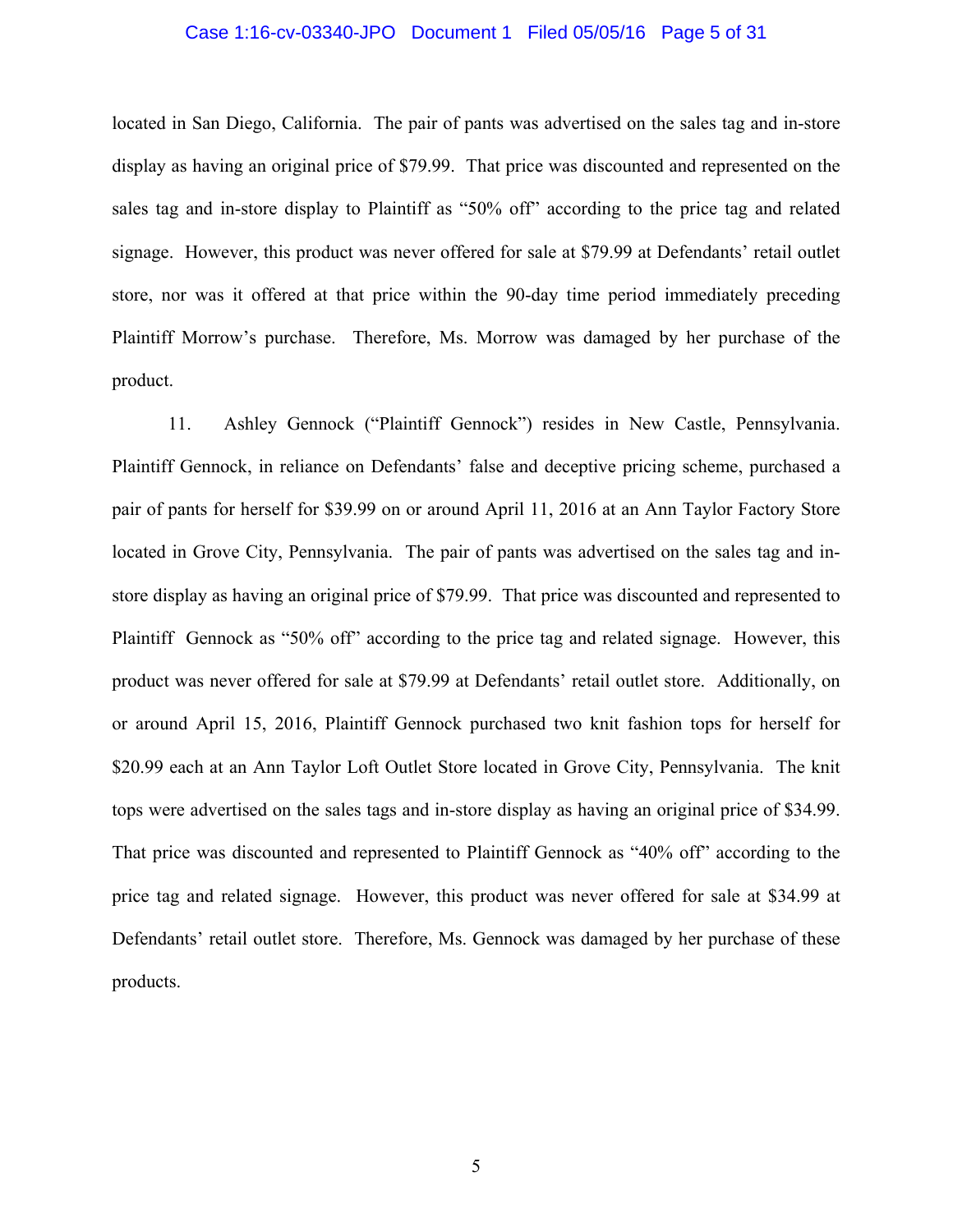located in San Diego, California. The pair of pants was advertised on the sales tag and in-store display as having an original price of $79.99. That price was discounted and represented on the sales tag and in-store display to Plaintiff as "50% off" according to the price tag and related signage. However, this product was never offered for sale at $79.99 at Defendants' retail outlet store, nor was it offered at that price within the 90-day time period immediately preceding Plaintiff Morrow's purchase. Therefore, Ms. Morrow was damaged by her purchase of the product.

11. Ashley Gennock ("Plaintiff Gennock") resides in New Castle, Pennsylvania. Plaintiff Gennock, in reliance on Defendants' false and deceptive pricing scheme, purchased a pair of pants for herself for $39.99 on or around April 11, 2016 at an Ann Taylor Factory Store located in Grove City, Pennsylvania. The pair of pants was advertised on the sales tag and in-store display as having an original price of $79.99. That price was discounted and represented to Plaintiff Gennock as "50% off" according to the price tag and related signage. However, this product was never offered for sale at $79.99 at Defendants' retail outlet store. Additionally, on or around April 15, 2016, Plaintiff Gennock purchased two knit fashion tops for herself for $20.99 each at an Ann Taylor Loft Outlet Store located in Grove City, Pennsylvania. The knit tops were advertised on the sales tags and in-store display as having an original price of $34.99. That price was discounted and represented to Plaintiff Gennock as "40% off" according to the price tag and related signage. However, this product was never offered for sale at $34.99 at Defendants' retail outlet store. Therefore, Ms. Gennock was damaged by her purchase of these products.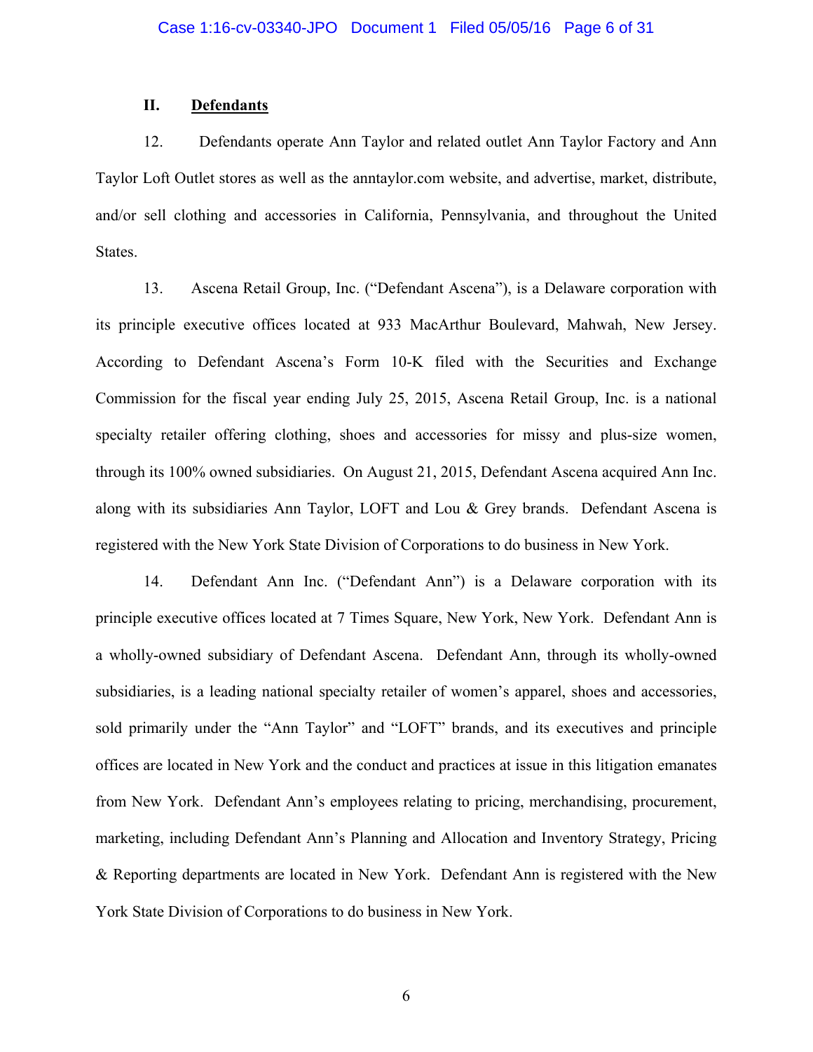## II. Defendants

12. Defendants operate Ann Taylor and related outlet Ann Taylor Factory and Ann Taylor Loft Outlet stores as well as the anntaylor.com website, and advertise, market, distribute, and/or sell clothing and accessories in California, Pennsylvania, and throughout the United States.

13. Ascena Retail Group, Inc. ("Defendant Ascena"), is a Delaware corporation with its principle executive offices located at 933 MacArthur Boulevard, Mahwah, New Jersey. According to Defendant Ascena's Form 10-K filed with the Securities and Exchange Commission for the fiscal year ending July 25, 2015, Ascena Retail Group, Inc. is a national specialty retailer offering clothing, shoes and accessories for missy and plus-size women, through its 100% owned subsidiaries. On August 21, 2015, Defendant Ascena acquired Ann Inc. along with its subsidiaries Ann Taylor, LOFT and Lou & Grey brands. Defendant Ascena is registered with the New York State Division of Corporations to do business in New York.

14. Defendant Ann Inc. ("Defendant Ann") is a Delaware corporation with its principle executive offices located at 7 Times Square, New York, New York. Defendant Ann is a wholly-owned subsidiary of Defendant Ascena. Defendant Ann, through its wholly-owned subsidiaries, is a leading national specialty retailer of women's apparel, shoes and accessories, sold primarily under the "Ann Taylor" and "LOFT" brands, and its executives and principle offices are located in New York and the conduct and practices at issue in this litigation emanates from New York. Defendant Ann's employees relating to pricing, merchandising, procurement, marketing, including Defendant Ann's Planning and Allocation and Inventory Strategy, Pricing & Reporting departments are located in New York. Defendant Ann is registered with the New York State Division of Corporations to do business in New York.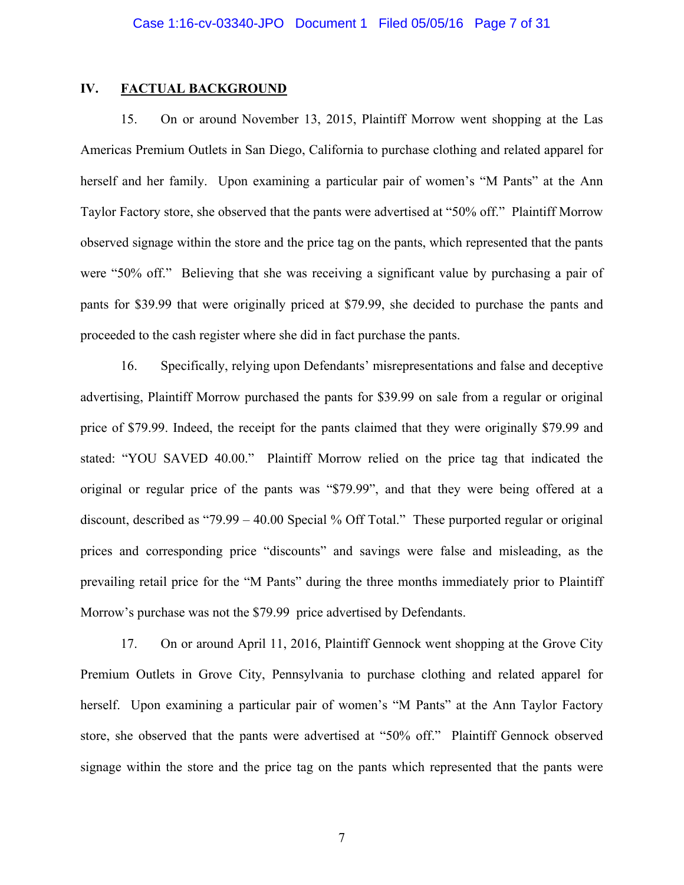## IV. FACTUAL BACKGROUND

15. On or around November 13, 2015, Plaintiff Morrow went shopping at the Las Americas Premium Outlets in San Diego, California to purchase clothing and related apparel for herself and her family. Upon examining a particular pair of women's "M Pants" at the Ann Taylor Factory store, she observed that the pants were advertised at "50% off." Plaintiff Morrow observed signage within the store and the price tag on the pants, which represented that the pants were "50% off." Believing that she was receiving a significant value by purchasing a pair of pants for $39.99 that were originally priced at $79.99, she decided to purchase the pants and proceeded to the cash register where she did in fact purchase the pants.

16. Specifically, relying upon Defendants' misrepresentations and false and deceptive advertising, Plaintiff Morrow purchased the pants for $39.99 on sale from a regular or original price of $79.99. Indeed, the receipt for the pants claimed that they were originally $79.99 and stated: "YOU SAVED 40.00." Plaintiff Morrow relied on the price tag that indicated the original or regular price of the pants was "$79.99", and that they were being offered at a discount, described as "79.99 – 40.00 Special % Off Total." These purported regular or original prices and corresponding price "discounts" and savings were false and misleading, as the prevailing retail price for the "M Pants" during the three months immediately prior to Plaintiff Morrow's purchase was not the $79.99 price advertised by Defendants.

17. On or around April 11, 2016, Plaintiff Gennock went shopping at the Grove City Premium Outlets in Grove City, Pennsylvania to purchase clothing and related apparel for herself. Upon examining a particular pair of women's "M Pants" at the Ann Taylor Factory store, she observed that the pants were advertised at "50% off." Plaintiff Gennock observed signage within the store and the price tag on the pants which represented that the pants were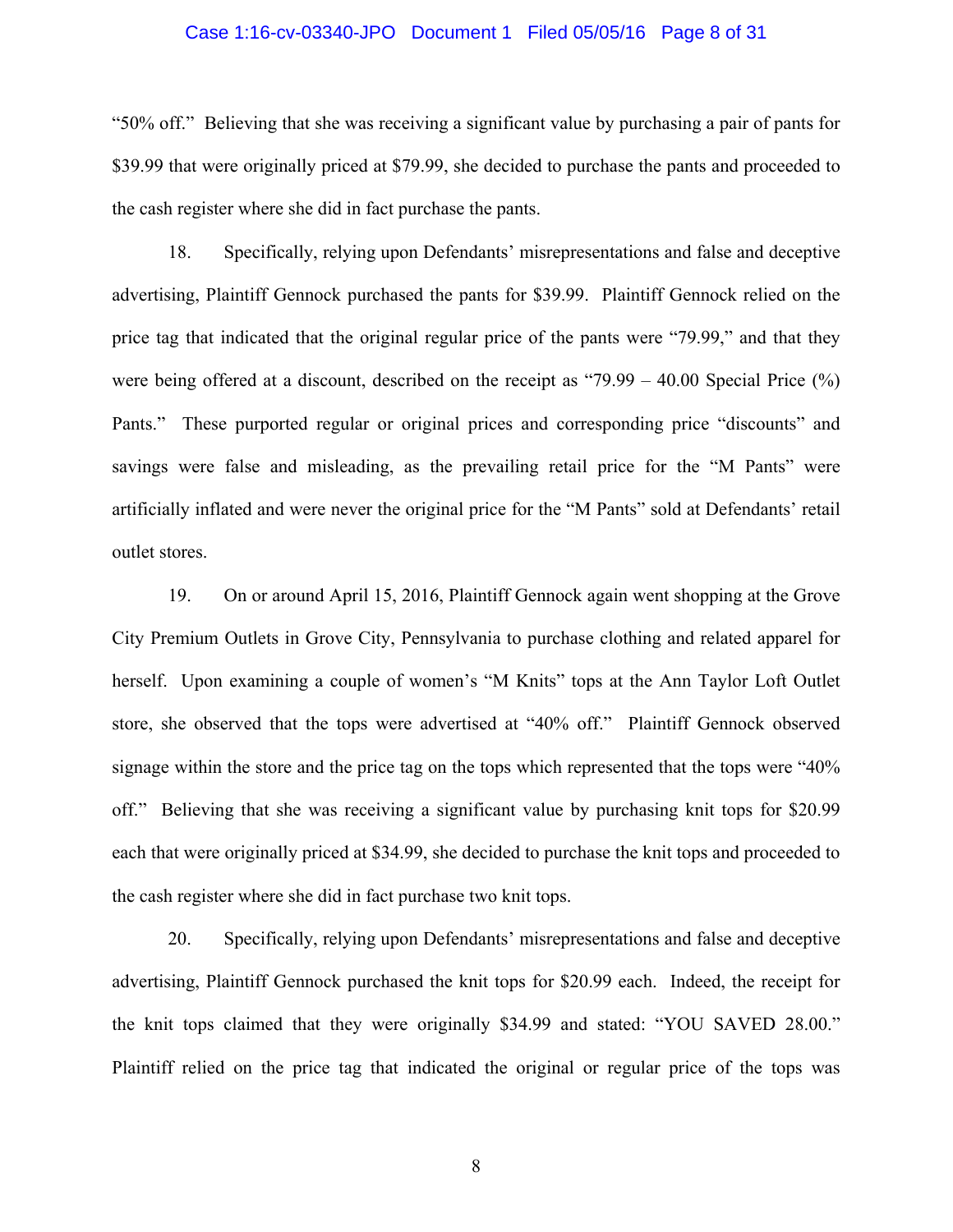"50% off." Believing that she was receiving a significant value by purchasing a pair of pants for $39.99 that were originally priced at $79.99, she decided to purchase the pants and proceeded to the cash register where she did in fact purchase the pants.

18. Specifically, relying upon Defendants' misrepresentations and false and deceptive advertising, Plaintiff Gennock purchased the pants for $39.99. Plaintiff Gennock relied on the price tag that indicated that the original regular price of the pants were "79.99," and that they were being offered at a discount, described on the receipt as "79.99 – 40.00 Special Price (%) Pants." These purported regular or original prices and corresponding price "discounts" and savings were false and misleading, as the prevailing retail price for the "M Pants" were artificially inflated and were never the original price for the "M Pants" sold at Defendants' retail outlet stores.

19. On or around April 15, 2016, Plaintiff Gennock again went shopping at the Grove City Premium Outlets in Grove City, Pennsylvania to purchase clothing and related apparel for herself. Upon examining a couple of women's "M Knits" tops at the Ann Taylor Loft Outlet store, she observed that the tops were advertised at "40% off." Plaintiff Gennock observed signage within the store and the price tag on the tops which represented that the tops were "40% off." Believing that she was receiving a significant value by purchasing knit tops for $20.99 each that were originally priced at $34.99, she decided to purchase the knit tops and proceeded to the cash register where she did in fact purchase two knit tops.

20. Specifically, relying upon Defendants' misrepresentations and false and deceptive advertising, Plaintiff Gennock purchased the knit tops for $20.99 each. Indeed, the receipt for the knit tops claimed that they were originally $34.99 and stated: "YOU SAVED 28.00." Plaintiff relied on the price tag that indicated the original or regular price of the tops was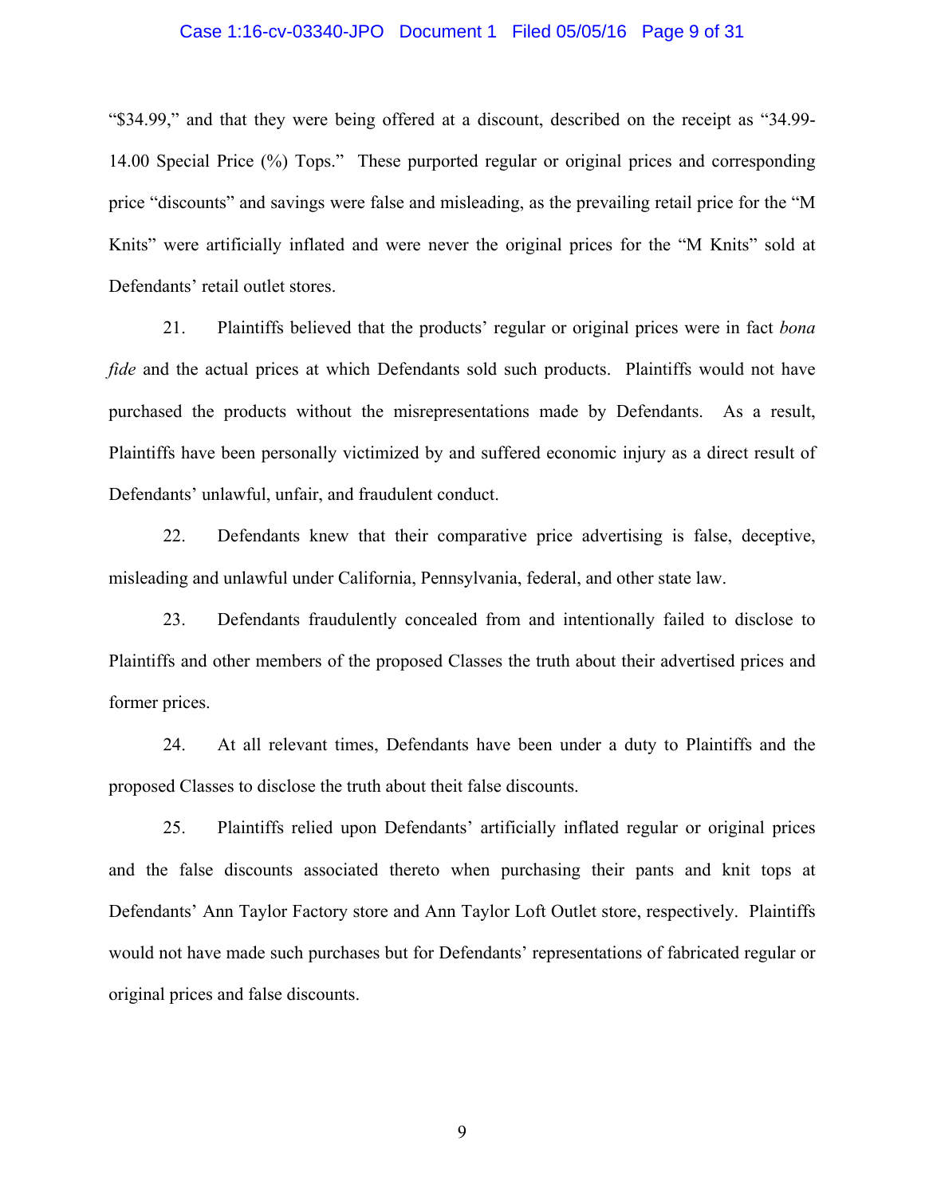"$34.99," and that they were being offered at a discount, described on the receipt as "34.99-14.00 Special Price (%) Tops." These purported regular or original prices and corresponding price "discounts" and savings were false and misleading, as the prevailing retail price for the "M Knits" were artificially inflated and were never the original prices for the "M Knits" sold at Defendants' retail outlet stores.

21. Plaintiffs believed that the products' regular or original prices were in fact *bona fide* and the actual prices at which Defendants sold such products. Plaintiffs would not have purchased the products without the misrepresentations made by Defendants. As a result, Plaintiffs have been personally victimized by and suffered economic injury as a direct result of Defendants' unlawful, unfair, and fraudulent conduct.

22. Defendants knew that their comparative price advertising is false, deceptive, misleading and unlawful under California, Pennsylvania, federal, and other state law.

23. Defendants fraudulently concealed from and intentionally failed to disclose to Plaintiffs and other members of the proposed Classes the truth about their advertised prices and former prices.

24. At all relevant times, Defendants have been under a duty to Plaintiffs and the proposed Classes to disclose the truth about their false discounts.

25. Plaintiffs relied upon Defendants' artificially inflated regular or original prices and the false discounts associated thereto when purchasing their pants and knit tops at Defendants' Ann Taylor Factory store and Ann Taylor Loft Outlet store, respectively. Plaintiffs would not have made such purchases but for Defendants' representations of fabricated regular or original prices and false discounts.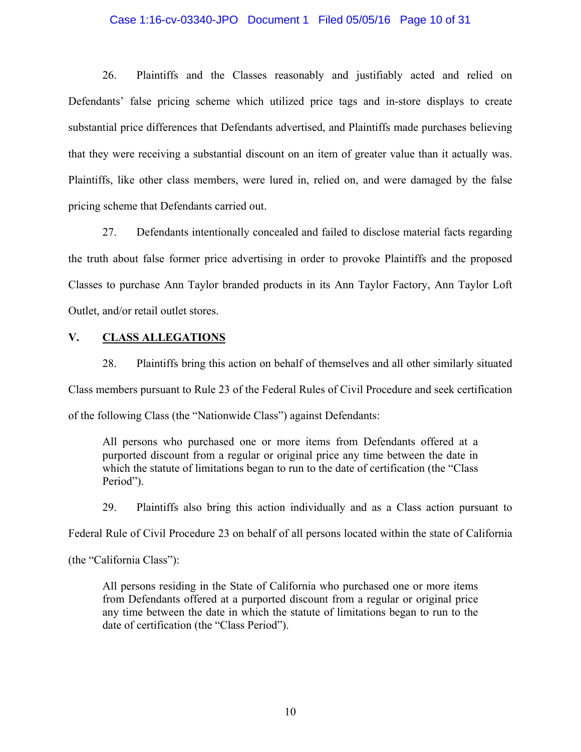26. Plaintiffs and the Classes reasonably and justifiably acted and relied on Defendants' false pricing scheme which utilized price tags and in-store displays to create substantial price differences that Defendants advertised, and Plaintiffs made purchases believing that they were receiving a substantial discount on an item of greater value than it actually was. Plaintiffs, like other class members, were lured in, relied on, and were damaged by the false pricing scheme that Defendants carried out.

27. Defendants intentionally concealed and failed to disclose material facts regarding the truth about false former price advertising in order to provoke Plaintiffs and the proposed Classes to purchase Ann Taylor branded products in its Ann Taylor Factory, Ann Taylor Loft Outlet, and/or retail outlet stores.

## V. <u>CLASS ALLEGATIONS</u>

28. Plaintiffs bring this action on behalf of themselves and all other similarly situated Class members pursuant to Rule 23 of the Federal Rules of Civil Procedure and seek certification of the following Class (the "Nationwide Class") against Defendants:

> All persons who purchased one or more items from Defendants offered at a purported discount from a regular or original price any time between the date in which the statute of limitations began to run to the date of certification (the "Class Period").

29. Plaintiffs also bring this action individually and as a Class action pursuant to Federal Rule of Civil Procedure 23 on behalf of all persons located within the state of California (the "California Class"):

> All persons residing in the State of California who purchased one or more items from Defendants offered at a purported discount from a regular or original price any time between the date in which the statute of limitations began to run to the date of certification (the "Class Period").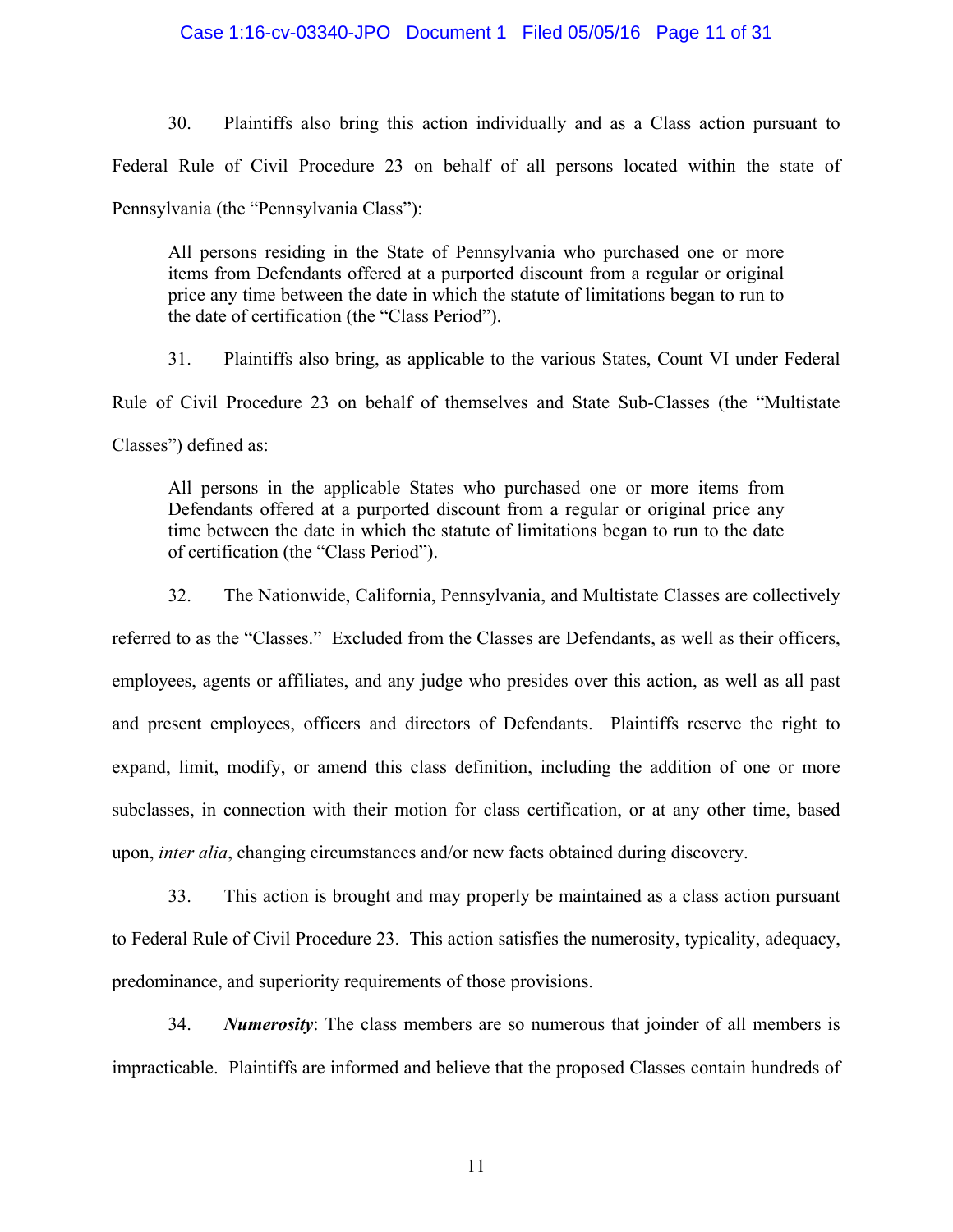30. Plaintiffs also bring this action individually and as a Class action pursuant to Federal Rule of Civil Procedure 23 on behalf of all persons located within the state of Pennsylvania (the "Pennsylvania Class"):

> All persons residing in the State of Pennsylvania who purchased one or more items from Defendants offered at a purported discount from a regular or original price any time between the date in which the statute of limitations began to run to the date of certification (the "Class Period").

31. Plaintiffs also bring, as applicable to the various States, Count VI under Federal Rule of Civil Procedure 23 on behalf of themselves and State Sub-Classes (the "Multistate Classes") defined as:

> All persons in the applicable States who purchased one or more items from Defendants offered at a purported discount from a regular or original price any time between the date in which the statute of limitations began to run to the date of certification (the "Class Period").

32. The Nationwide, California, Pennsylvania, and Multistate Classes are collectively referred to as the "Classes." Excluded from the Classes are Defendants, as well as their officers, employees, agents or affiliates, and any judge who presides over this action, as well as all past and present employees, officers and directors of Defendants. Plaintiffs reserve the right to expand, limit, modify, or amend this class definition, including the addition of one or more subclasses, in connection with their motion for class certification, or at any other time, based upon, *inter alia*, changing circumstances and/or new facts obtained during discovery.

33. This action is brought and may properly be maintained as a class action pursuant to Federal Rule of Civil Procedure 23. This action satisfies the numerosity, typicality, adequacy, predominance, and superiority requirements of those provisions.

34. ***Numerosity***: The class members are so numerous that joinder of all members is impracticable. Plaintiffs are informed and believe that the proposed Classes contain hundreds of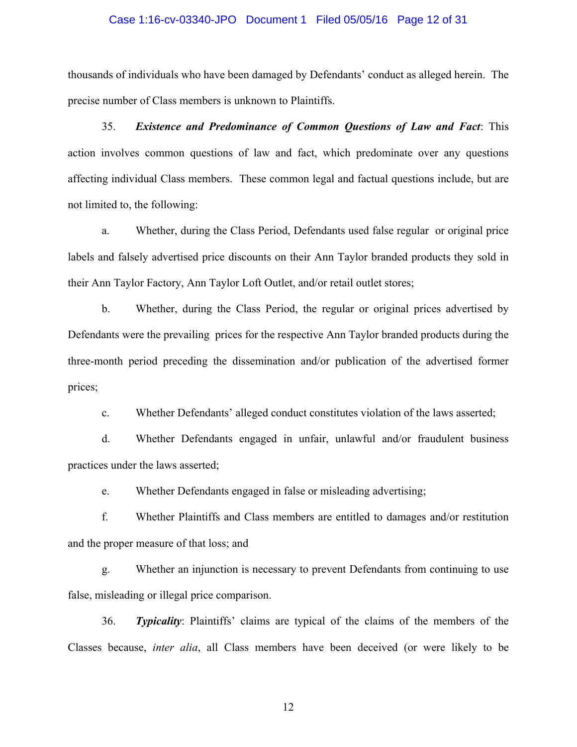thousands of individuals who have been damaged by Defendants' conduct as alleged herein. The precise number of Class members is unknown to Plaintiffs.

35. ***Existence and Predominance of Common Questions of Law and Fact***: This action involves common questions of law and fact, which predominate over any questions affecting individual Class members. These common legal and factual questions include, but are not limited to, the following:

a. Whether, during the Class Period, Defendants used false regular or original price labels and falsely advertised price discounts on their Ann Taylor branded products they sold in their Ann Taylor Factory, Ann Taylor Loft Outlet, and/or retail outlet stores;

b. Whether, during the Class Period, the regular or original prices advertised by Defendants were the prevailing prices for the respective Ann Taylor branded products during the three-month period preceding the dissemination and/or publication of the advertised former prices;

c. Whether Defendants' alleged conduct constitutes violation of the laws asserted;

d. Whether Defendants engaged in unfair, unlawful and/or fraudulent business practices under the laws asserted;

e. Whether Defendants engaged in false or misleading advertising;

f. Whether Plaintiffs and Class members are entitled to damages and/or restitution and the proper measure of that loss; and

g. Whether an injunction is necessary to prevent Defendants from continuing to use false, misleading or illegal price comparison.

36. ***Typicality***: Plaintiffs' claims are typical of the claims of the members of the Classes because, *inter alia*, all Class members have been deceived (or were likely to be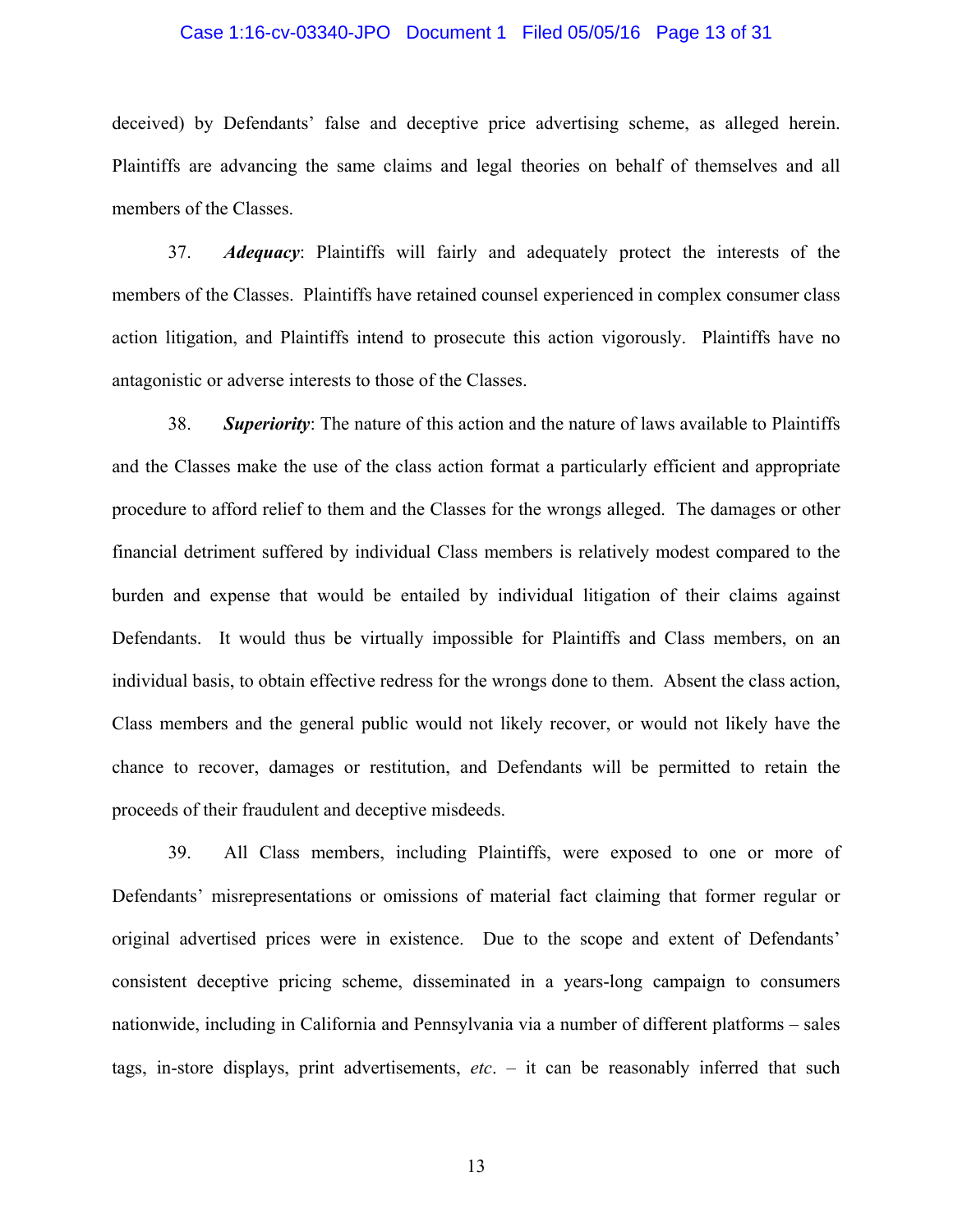deceived) by Defendants' false and deceptive price advertising scheme, as alleged herein. Plaintiffs are advancing the same claims and legal theories on behalf of themselves and all members of the Classes.

37. ***Adequacy***: Plaintiffs will fairly and adequately protect the interests of the members of the Classes. Plaintiffs have retained counsel experienced in complex consumer class action litigation, and Plaintiffs intend to prosecute this action vigorously. Plaintiffs have no antagonistic or adverse interests to those of the Classes.

38. ***Superiority***: The nature of this action and the nature of laws available to Plaintiffs and the Classes make the use of the class action format a particularly efficient and appropriate procedure to afford relief to them and the Classes for the wrongs alleged. The damages or other financial detriment suffered by individual Class members is relatively modest compared to the burden and expense that would be entailed by individual litigation of their claims against Defendants. It would thus be virtually impossible for Plaintiffs and Class members, on an individual basis, to obtain effective redress for the wrongs done to them. Absent the class action, Class members and the general public would not likely recover, or would not likely have the chance to recover, damages or restitution, and Defendants will be permitted to retain the proceeds of their fraudulent and deceptive misdeeds.

39. All Class members, including Plaintiffs, were exposed to one or more of Defendants' misrepresentations or omissions of material fact claiming that former regular or original advertised prices were in existence. Due to the scope and extent of Defendants' consistent deceptive pricing scheme, disseminated in a years-long campaign to consumers nationwide, including in California and Pennsylvania via a number of different platforms – sales tags, in-store displays, print advertisements, *etc*. – it can be reasonably inferred that such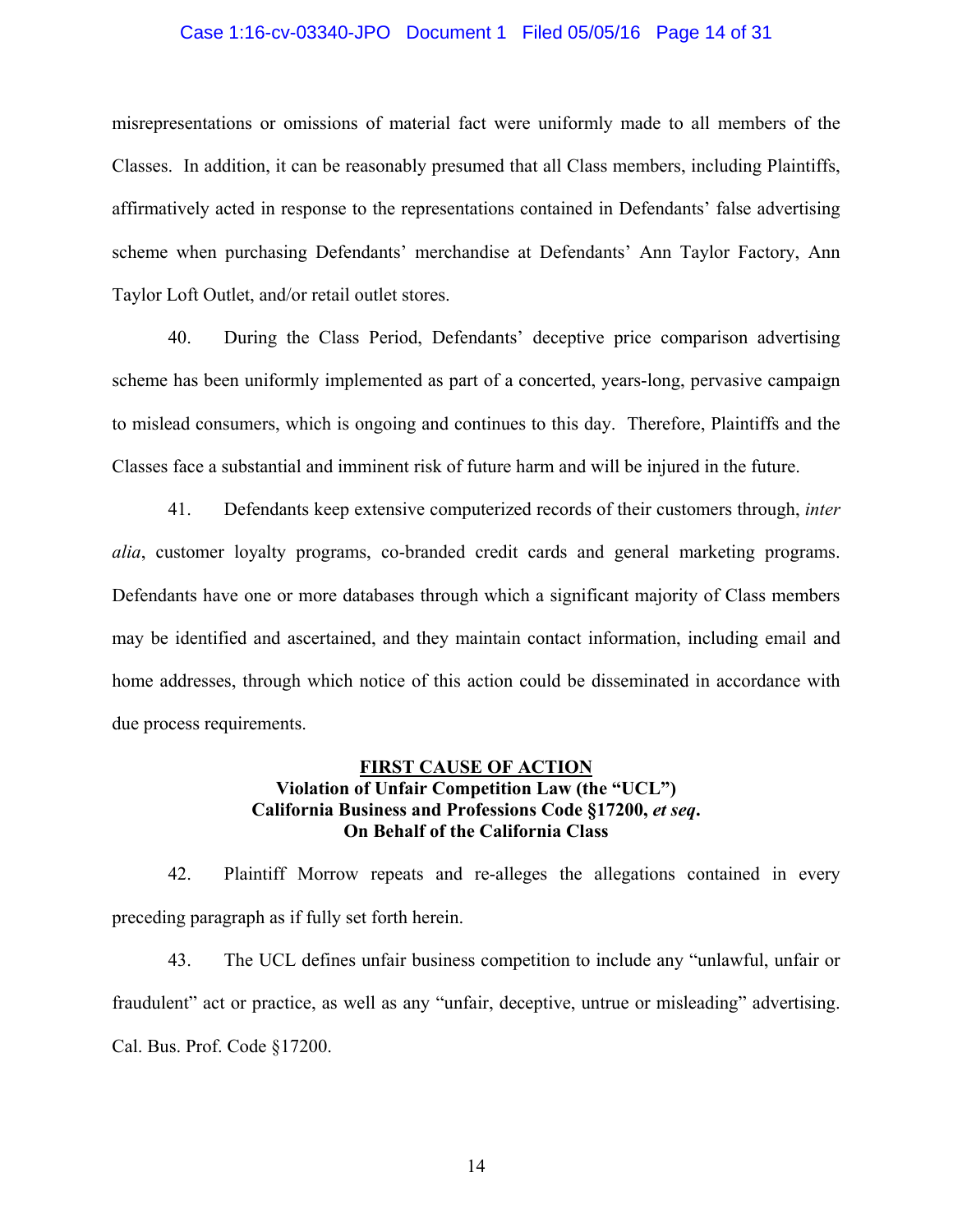misrepresentations or omissions of material fact were uniformly made to all members of the Classes. In addition, it can be reasonably presumed that all Class members, including Plaintiffs, affirmatively acted in response to the representations contained in Defendants' false advertising scheme when purchasing Defendants' merchandise at Defendants' Ann Taylor Factory, Ann Taylor Loft Outlet, and/or retail outlet stores.

40. During the Class Period, Defendants' deceptive price comparison advertising scheme has been uniformly implemented as part of a concerted, years-long, pervasive campaign to mislead consumers, which is ongoing and continues to this day. Therefore, Plaintiffs and the Classes face a substantial and imminent risk of future harm and will be injured in the future.

41. Defendants keep extensive computerized records of their customers through, *inter alia*, customer loyalty programs, co-branded credit cards and general marketing programs. Defendants have one or more databases through which a significant majority of Class members may be identified and ascertained, and they maintain contact information, including email and home addresses, through which notice of this action could be disseminated in accordance with due process requirements.

## <u>FIRST CAUSE OF ACTION</u>
## Violation of Unfair Competition Law (the "UCL") California Business and Professions Code §17200, *et seq*. On Behalf of the California Class

42. Plaintiff Morrow repeats and re-alleges the allegations contained in every preceding paragraph as if fully set forth herein.

43. The UCL defines unfair business competition to include any "unlawful, unfair or fraudulent" act or practice, as well as any "unfair, deceptive, untrue or misleading" advertising. Cal. Bus. Prof. Code §17200.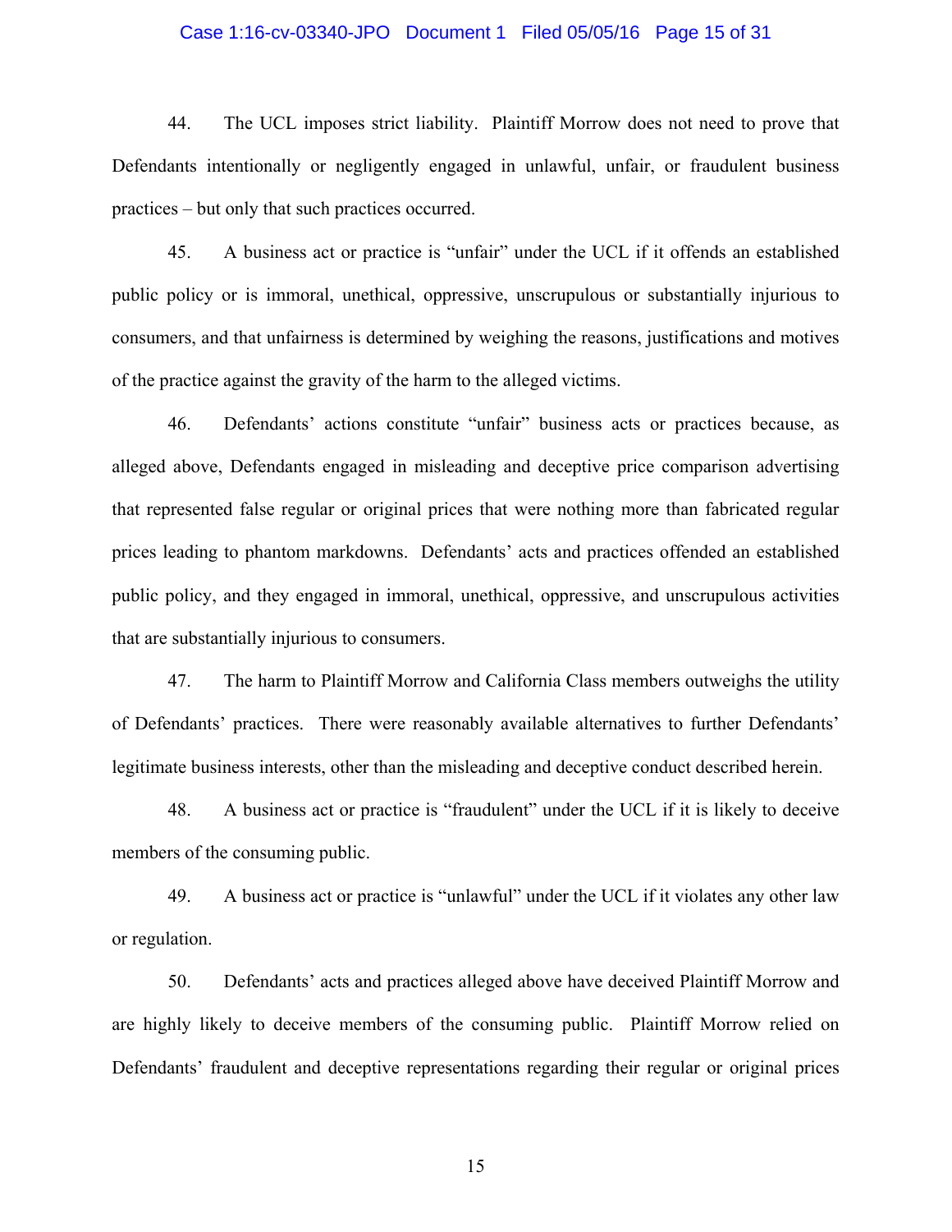44. The UCL imposes strict liability. Plaintiff Morrow does not need to prove that Defendants intentionally or negligently engaged in unlawful, unfair, or fraudulent business practices – but only that such practices occurred.

45. A business act or practice is "unfair" under the UCL if it offends an established public policy or is immoral, unethical, oppressive, unscrupulous or substantially injurious to consumers, and that unfairness is determined by weighing the reasons, justifications and motives of the practice against the gravity of the harm to the alleged victims.

46. Defendants' actions constitute "unfair" business acts or practices because, as alleged above, Defendants engaged in misleading and deceptive price comparison advertising that represented false regular or original prices that were nothing more than fabricated regular prices leading to phantom markdowns. Defendants' acts and practices offended an established public policy, and they engaged in immoral, unethical, oppressive, and unscrupulous activities that are substantially injurious to consumers.

47. The harm to Plaintiff Morrow and California Class members outweighs the utility of Defendants' practices. There were reasonably available alternatives to further Defendants' legitimate business interests, other than the misleading and deceptive conduct described herein.

48. A business act or practice is "fraudulent" under the UCL if it is likely to deceive members of the consuming public.

49. A business act or practice is "unlawful" under the UCL if it violates any other law or regulation.

50. Defendants' acts and practices alleged above have deceived Plaintiff Morrow and are highly likely to deceive members of the consuming public. Plaintiff Morrow relied on Defendants' fraudulent and deceptive representations regarding their regular or original prices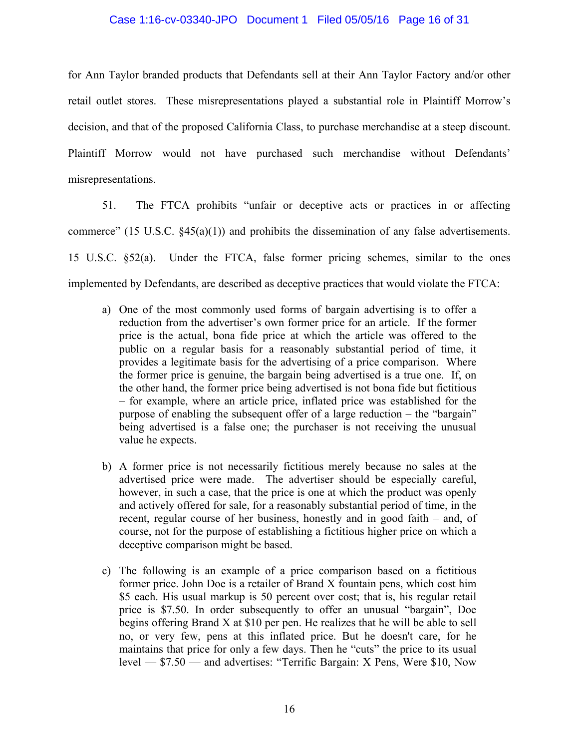for Ann Taylor branded products that Defendants sell at their Ann Taylor Factory and/or other retail outlet stores. These misrepresentations played a substantial role in Plaintiff Morrow's decision, and that of the proposed California Class, to purchase merchandise at a steep discount. Plaintiff Morrow would not have purchased such merchandise without Defendants' misrepresentations.

51. The FTCA prohibits "unfair or deceptive acts or practices in or affecting commerce" (15 U.S.C. §45(a)(1)) and prohibits the dissemination of any false advertisements. 15 U.S.C. §52(a). Under the FTCA, false former pricing schemes, similar to the ones implemented by Defendants, are described as deceptive practices that would violate the FTCA:

> a) One of the most commonly used forms of bargain advertising is to offer a reduction from the advertiser's own former price for an article. If the former price is the actual, bona fide price at which the article was offered to the public on a regular basis for a reasonably substantial period of time, it provides a legitimate basis for the advertising of a price comparison. Where the former price is genuine, the bargain being advertised is a true one. If, on the other hand, the former price being advertised is not bona fide but fictitious – for example, where an article price, inflated price was established for the purpose of enabling the subsequent offer of a large reduction – the "bargain" being advertised is a false one; the purchaser is not receiving the unusual value he expects.
>
> b) A former price is not necessarily fictitious merely because no sales at the advertised price were made. The advertiser should be especially careful, however, in such a case, that the price is one at which the product was openly and actively offered for sale, for a reasonably substantial period of time, in the recent, regular course of her business, honestly and in good faith – and, of course, not for the purpose of establishing a fictitious higher price on which a deceptive comparison might be based.
>
> c) The following is an example of a price comparison based on a fictitious former price. John Doe is a retailer of Brand X fountain pens, which cost him $5 each. His usual markup is 50 percent over cost; that is, his regular retail price is $7.50. In order subsequently to offer an unusual "bargain", Doe begins offering Brand X at $10 per pen. He realizes that he will be able to sell no, or very few, pens at this inflated price. But he doesn't care, for he maintains that price for only a few days. Then he "cuts" the price to its usual level — $7.50 — and advertises: "Terrific Bargain: X Pens, Were $10, Now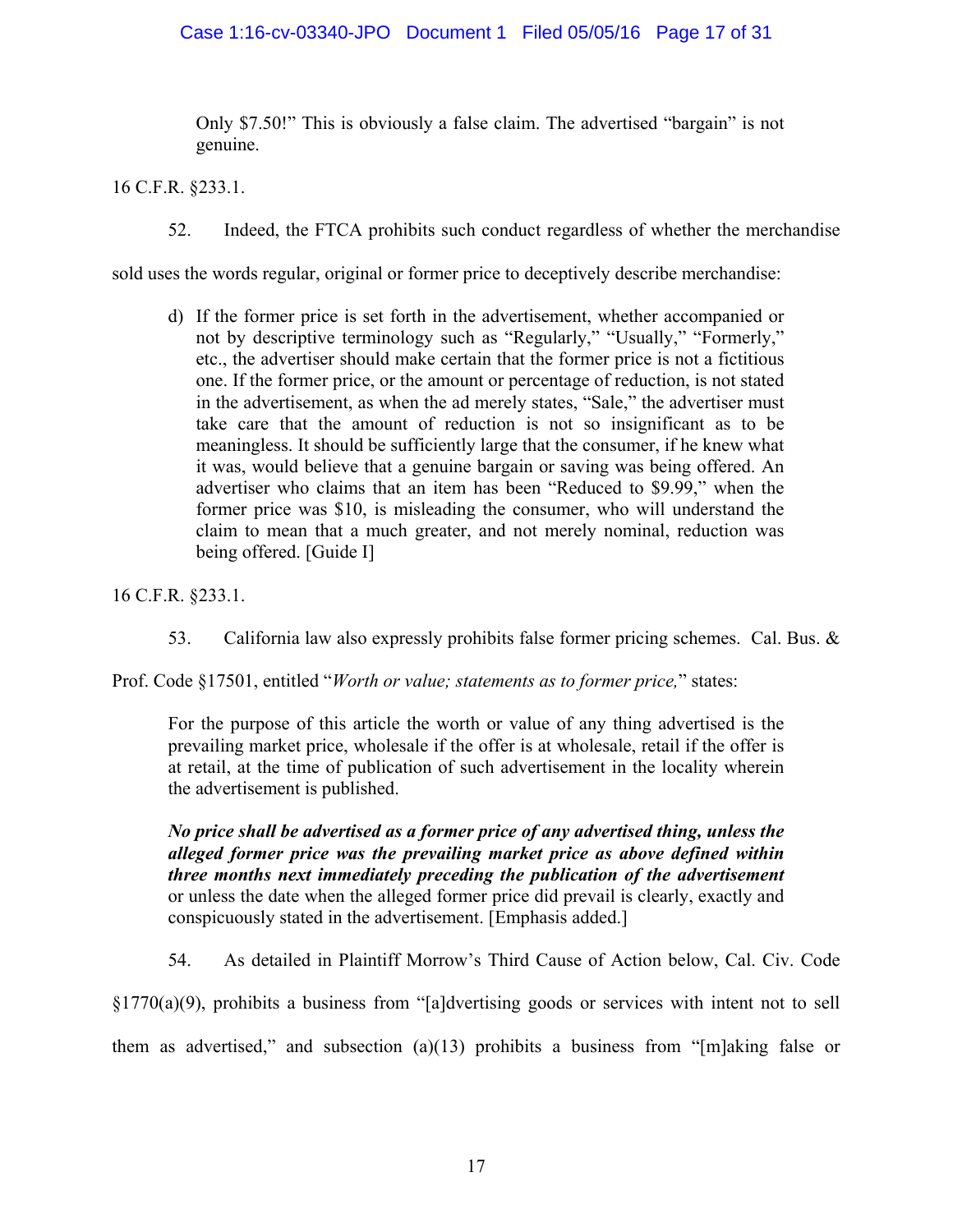> Only $7.50!" This is obviously a false claim. The advertised "bargain" is not genuine.

16 C.F.R. §233.1.

52. Indeed, the FTCA prohibits such conduct regardless of whether the merchandise sold uses the words regular, original or former price to deceptively describe merchandise:

> d) If the former price is set forth in the advertisement, whether accompanied or not by descriptive terminology such as "Regularly," "Usually," "Formerly," etc., the advertiser should make certain that the former price is not a fictitious one. If the former price, or the amount or percentage of reduction, is not stated in the advertisement, as when the ad merely states, "Sale," the advertiser must take care that the amount of reduction is not so insignificant as to be meaningless. It should be sufficiently large that the consumer, if he knew what it was, would believe that a genuine bargain or saving was being offered. An advertiser who claims that an item has been "Reduced to $9.99," when the former price was $10, is misleading the consumer, who will understand the claim to mean that a much greater, and not merely nominal, reduction was being offered. [Guide I]

16 C.F.R. §233.1.

53. California law also expressly prohibits false former pricing schemes. Cal. Bus. & Prof. Code §17501, entitled "*Worth or value; statements as to former price,*" states:

> For the purpose of this article the worth or value of any thing advertised is the prevailing market price, wholesale if the offer is at wholesale, retail if the offer is at retail, at the time of publication of such advertisement in the locality wherein the advertisement is published.
>
> ***No price shall be advertised as a former price of any advertised thing, unless the alleged former price was the prevailing market price as above defined within three months next immediately preceding the publication of the advertisement*** or unless the date when the alleged former price did prevail is clearly, exactly and conspicuously stated in the advertisement. [Emphasis added.]

54. As detailed in Plaintiff Morrow's Third Cause of Action below, Cal. Civ. Code §1770(a)(9), prohibits a business from "[a]dvertising goods or services with intent not to sell them as advertised," and subsection (a)(13) prohibits a business from "[m]aking false or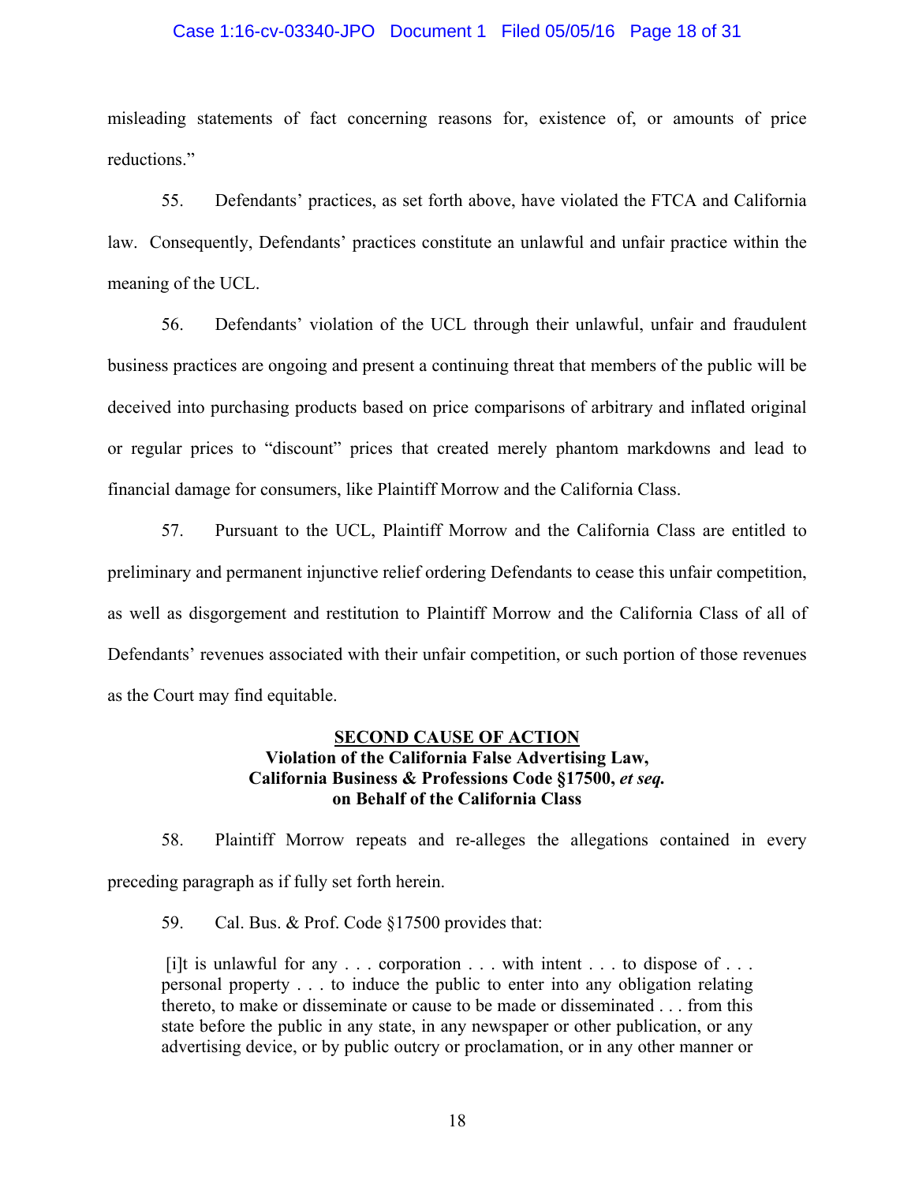misleading statements of fact concerning reasons for, existence of, or amounts of price reductions."

55. Defendants' practices, as set forth above, have violated the FTCA and California law. Consequently, Defendants' practices constitute an unlawful and unfair practice within the meaning of the UCL.

56. Defendants' violation of the UCL through their unlawful, unfair and fraudulent business practices are ongoing and present a continuing threat that members of the public will be deceived into purchasing products based on price comparisons of arbitrary and inflated original or regular prices to "discount" prices that created merely phantom markdowns and lead to financial damage for consumers, like Plaintiff Morrow and the California Class.

57. Pursuant to the UCL, Plaintiff Morrow and the California Class are entitled to preliminary and permanent injunctive relief ordering Defendants to cease this unfair competition, as well as disgorgement and restitution to Plaintiff Morrow and the California Class of all of Defendants' revenues associated with their unfair competition, or such portion of those revenues as the Court may find equitable.

## SECOND CAUSE OF ACTION
**Violation of the California False Advertising Law, California Business & Professions Code §17500, *et seq.* on Behalf of the California Class**

58. Plaintiff Morrow repeats and re-alleges the allegations contained in every preceding paragraph as if fully set forth herein.

59. Cal. Bus. & Prof. Code §17500 provides that:

> [i]t is unlawful for any . . . corporation . . . with intent . . . to dispose of . . . personal property . . . to induce the public to enter into any obligation relating thereto, to make or disseminate or cause to be made or disseminated . . . from this state before the public in any state, in any newspaper or other publication, or any advertising device, or by public outcry or proclamation, or in any other manner or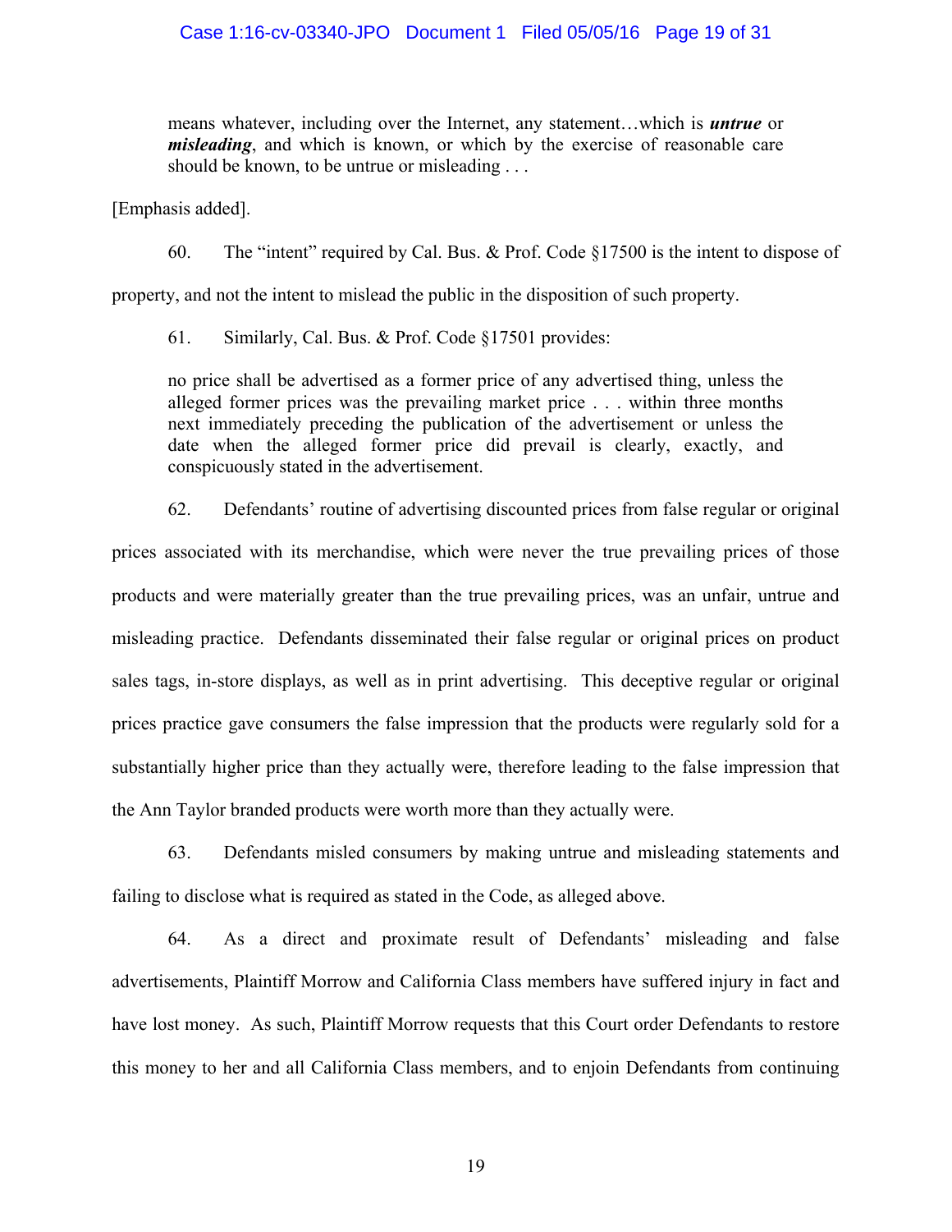> means whatever, including over the Internet, any statement…which is ***untrue*** or ***misleading***, and which is known, or which by the exercise of reasonable care should be known, to be untrue or misleading . . .

[Emphasis added].

60. The "intent" required by Cal. Bus. & Prof. Code §17500 is the intent to dispose of property, and not the intent to mislead the public in the disposition of such property.

61. Similarly, Cal. Bus. & Prof. Code §17501 provides:

> no price shall be advertised as a former price of any advertised thing, unless the alleged former prices was the prevailing market price . . . within three months next immediately preceding the publication of the advertisement or unless the date when the alleged former price did prevail is clearly, exactly, and conspicuously stated in the advertisement.

62. Defendants' routine of advertising discounted prices from false regular or original prices associated with its merchandise, which were never the true prevailing prices of those products and were materially greater than the true prevailing prices, was an unfair, untrue and misleading practice. Defendants disseminated their false regular or original prices on product sales tags, in-store displays, as well as in print advertising. This deceptive regular or original prices practice gave consumers the false impression that the products were regularly sold for a substantially higher price than they actually were, therefore leading to the false impression that the Ann Taylor branded products were worth more than they actually were.

63. Defendants misled consumers by making untrue and misleading statements and failing to disclose what is required as stated in the Code, as alleged above.

64. As a direct and proximate result of Defendants' misleading and false advertisements, Plaintiff Morrow and California Class members have suffered injury in fact and have lost money. As such, Plaintiff Morrow requests that this Court order Defendants to restore this money to her and all California Class members, and to enjoin Defendants from continuing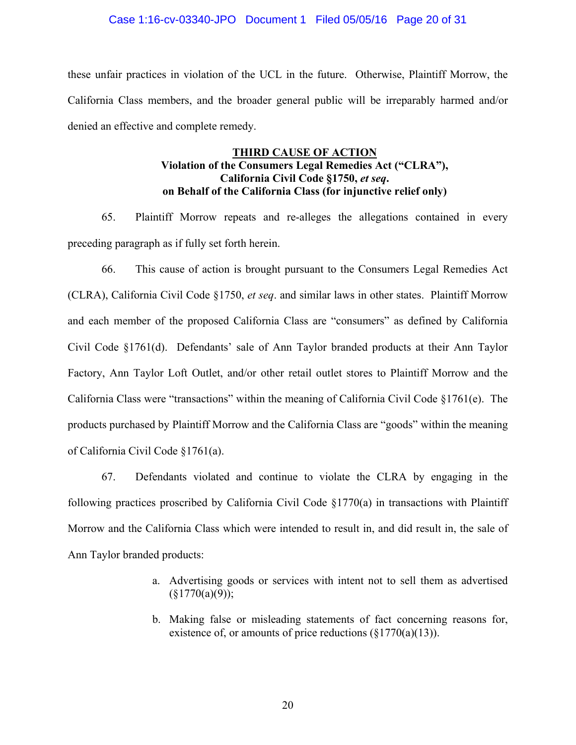these unfair practices in violation of the UCL in the future. Otherwise, Plaintiff Morrow, the California Class members, and the broader general public will be irreparably harmed and/or denied an effective and complete remedy.

## THIRD CAUSE OF ACTION
**Violation of the Consumers Legal Remedies Act ("CLRA"), California Civil Code §1750, *et seq*. on Behalf of the California Class (for injunctive relief only)**

65. Plaintiff Morrow repeats and re-alleges the allegations contained in every preceding paragraph as if fully set forth herein.

66. This cause of action is brought pursuant to the Consumers Legal Remedies Act (CLRA), California Civil Code §1750, *et seq*. and similar laws in other states. Plaintiff Morrow and each member of the proposed California Class are "consumers" as defined by California Civil Code §1761(d). Defendants' sale of Ann Taylor branded products at their Ann Taylor Factory, Ann Taylor Loft Outlet, and/or other retail outlet stores to Plaintiff Morrow and the California Class were "transactions" within the meaning of California Civil Code §1761(e). The products purchased by Plaintiff Morrow and the California Class are "goods" within the meaning of California Civil Code §1761(a).

67. Defendants violated and continue to violate the CLRA by engaging in the following practices proscribed by California Civil Code §1770(a) in transactions with Plaintiff Morrow and the California Class which were intended to result in, and did result in, the sale of Ann Taylor branded products:

a. Advertising goods or services with intent not to sell them as advertised (§1770(a)(9));

b. Making false or misleading statements of fact concerning reasons for, existence of, or amounts of price reductions (§1770(a)(13)).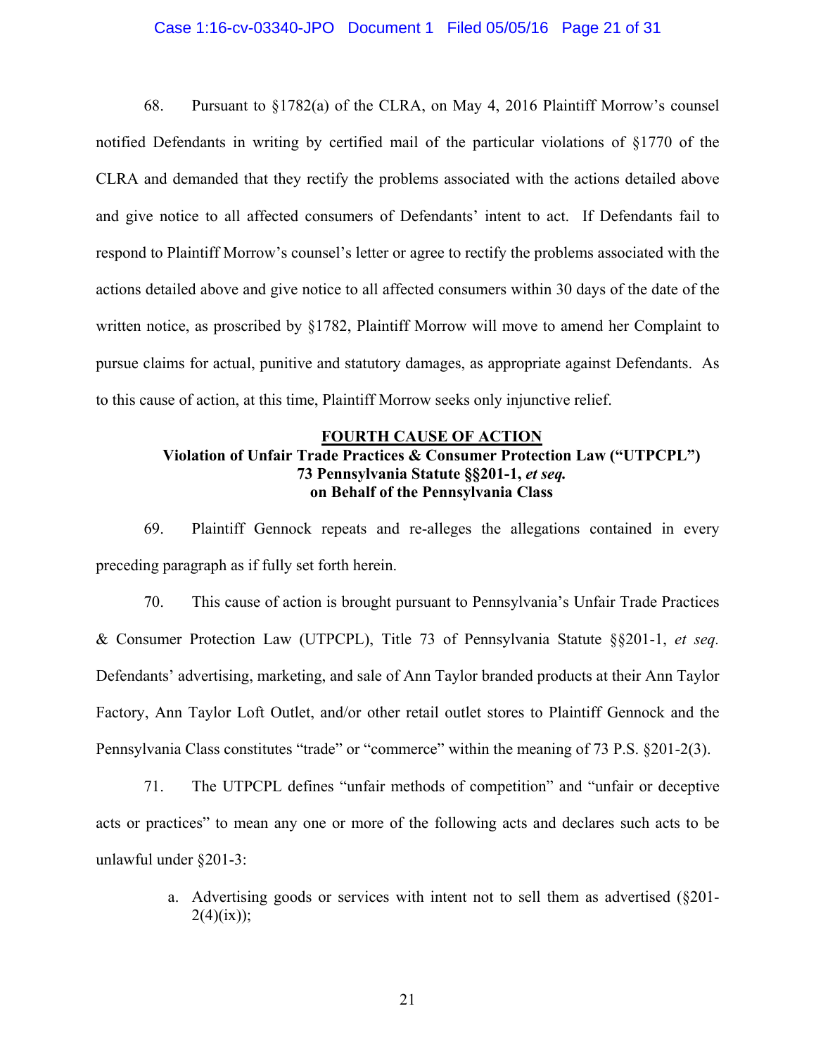68. Pursuant to §1782(a) of the CLRA, on May 4, 2016 Plaintiff Morrow's counsel notified Defendants in writing by certified mail of the particular violations of §1770 of the CLRA and demanded that they rectify the problems associated with the actions detailed above and give notice to all affected consumers of Defendants' intent to act. If Defendants fail to respond to Plaintiff Morrow's counsel's letter or agree to rectify the problems associated with the actions detailed above and give notice to all affected consumers within 30 days of the date of the written notice, as proscribed by §1782, Plaintiff Morrow will move to amend her Complaint to pursue claims for actual, punitive and statutory damages, as appropriate against Defendants. As to this cause of action, at this time, Plaintiff Morrow seeks only injunctive relief.

## FOURTH CAUSE OF ACTION
### Violation of Unfair Trade Practices & Consumer Protection Law ("UTPCPL") 73 Pennsylvania Statute §§201-1, *et seq.* on Behalf of the Pennsylvania Class

69. Plaintiff Gennock repeats and re-alleges the allegations contained in every preceding paragraph as if fully set forth herein.

70. This cause of action is brought pursuant to Pennsylvania's Unfair Trade Practices & Consumer Protection Law (UTPCPL), Title 73 of Pennsylvania Statute §§201-1, *et seq.* Defendants' advertising, marketing, and sale of Ann Taylor branded products at their Ann Taylor Factory, Ann Taylor Loft Outlet, and/or other retail outlet stores to Plaintiff Gennock and the Pennsylvania Class constitutes "trade" or "commerce" within the meaning of 73 P.S. §201-2(3).

71. The UTPCPL defines "unfair methods of competition" and "unfair or deceptive acts or practices" to mean any one or more of the following acts and declares such acts to be unlawful under §201-3:

a. Advertising goods or services with intent not to sell them as advertised (§201-2(4)(ix));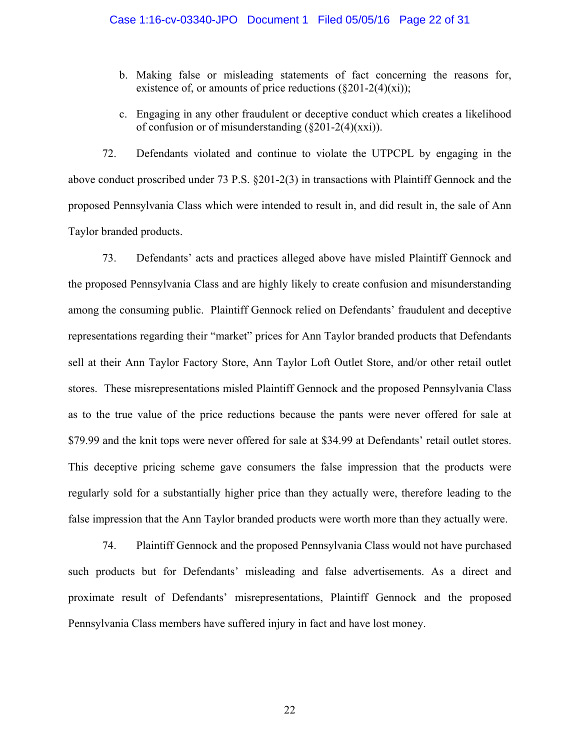b. Making false or misleading statements of fact concerning the reasons for, existence of, or amounts of price reductions (§201-2(4)(xi));

c. Engaging in any other fraudulent or deceptive conduct which creates a likelihood of confusion or of misunderstanding (§201-2(4)(xxi)).

72. Defendants violated and continue to violate the UTPCPL by engaging in the above conduct proscribed under 73 P.S. §201-2(3) in transactions with Plaintiff Gennock and the proposed Pennsylvania Class which were intended to result in, and did result in, the sale of Ann Taylor branded products.

73. Defendants' acts and practices alleged above have misled Plaintiff Gennock and the proposed Pennsylvania Class and are highly likely to create confusion and misunderstanding among the consuming public. Plaintiff Gennock relied on Defendants' fraudulent and deceptive representations regarding their "market" prices for Ann Taylor branded products that Defendants sell at their Ann Taylor Factory Store, Ann Taylor Loft Outlet Store, and/or other retail outlet stores. These misrepresentations misled Plaintiff Gennock and the proposed Pennsylvania Class as to the true value of the price reductions because the pants were never offered for sale at $79.99 and the knit tops were never offered for sale at $34.99 at Defendants' retail outlet stores. This deceptive pricing scheme gave consumers the false impression that the products were regularly sold for a substantially higher price than they actually were, therefore leading to the false impression that the Ann Taylor branded products were worth more than they actually were.

74. Plaintiff Gennock and the proposed Pennsylvania Class would not have purchased such products but for Defendants' misleading and false advertisements. As a direct and proximate result of Defendants' misrepresentations, Plaintiff Gennock and the proposed Pennsylvania Class members have suffered injury in fact and have lost money.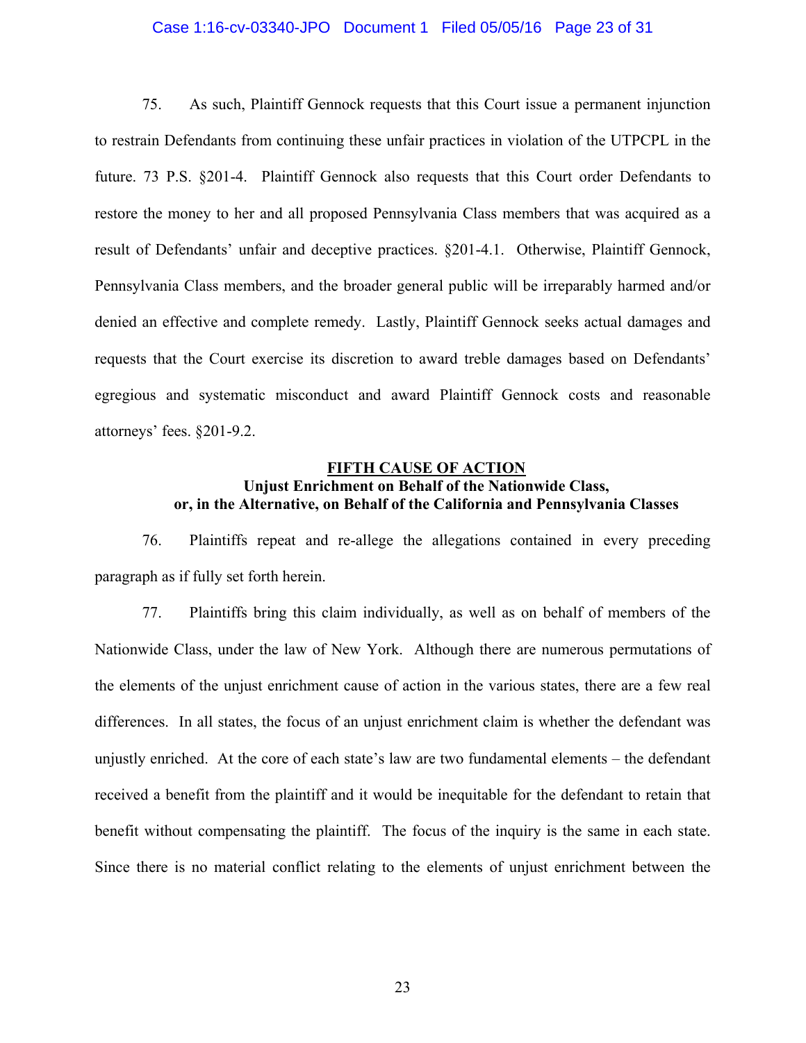75. As such, Plaintiff Gennock requests that this Court issue a permanent injunction to restrain Defendants from continuing these unfair practices in violation of the UTPCPL in the future. 73 P.S. §201-4. Plaintiff Gennock also requests that this Court order Defendants to restore the money to her and all proposed Pennsylvania Class members that was acquired as a result of Defendants' unfair and deceptive practices. §201-4.1. Otherwise, Plaintiff Gennock, Pennsylvania Class members, and the broader general public will be irreparably harmed and/or denied an effective and complete remedy. Lastly, Plaintiff Gennock seeks actual damages and requests that the Court exercise its discretion to award treble damages based on Defendants' egregious and systematic misconduct and award Plaintiff Gennock costs and reasonable attorneys' fees. §201-9.2.

**FIFTH CAUSE OF ACTION**
**Unjust Enrichment on Behalf of the Nationwide Class, or, in the Alternative, on Behalf of the California and Pennsylvania Classes**

76. Plaintiffs repeat and re-allege the allegations contained in every preceding paragraph as if fully set forth herein.

77. Plaintiffs bring this claim individually, as well as on behalf of members of the Nationwide Class, under the law of New York. Although there are numerous permutations of the elements of the unjust enrichment cause of action in the various states, there are a few real differences. In all states, the focus of an unjust enrichment claim is whether the defendant was unjustly enriched. At the core of each state's law are two fundamental elements – the defendant received a benefit from the plaintiff and it would be inequitable for the defendant to retain that benefit without compensating the plaintiff. The focus of the inquiry is the same in each state. Since there is no material conflict relating to the elements of unjust enrichment between the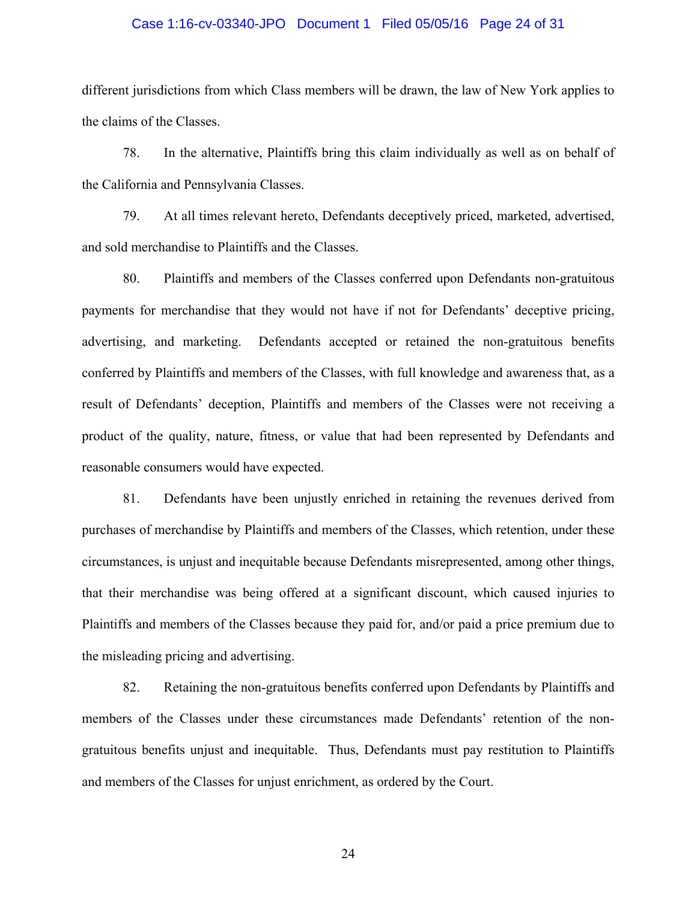different jurisdictions from which Class members will be drawn, the law of New York applies to the claims of the Classes.

78. In the alternative, Plaintiffs bring this claim individually as well as on behalf of the California and Pennsylvania Classes.

79. At all times relevant hereto, Defendants deceptively priced, marketed, advertised, and sold merchandise to Plaintiffs and the Classes.

80. Plaintiffs and members of the Classes conferred upon Defendants non-gratuitous payments for merchandise that they would not have if not for Defendants' deceptive pricing, advertising, and marketing. Defendants accepted or retained the non-gratuitous benefits conferred by Plaintiffs and members of the Classes, with full knowledge and awareness that, as a result of Defendants' deception, Plaintiffs and members of the Classes were not receiving a product of the quality, nature, fitness, or value that had been represented by Defendants and reasonable consumers would have expected.

81. Defendants have been unjustly enriched in retaining the revenues derived from purchases of merchandise by Plaintiffs and members of the Classes, which retention, under these circumstances, is unjust and inequitable because Defendants misrepresented, among other things, that their merchandise was being offered at a significant discount, which caused injuries to Plaintiffs and members of the Classes because they paid for, and/or paid a price premium due to the misleading pricing and advertising.

82. Retaining the non-gratuitous benefits conferred upon Defendants by Plaintiffs and members of the Classes under these circumstances made Defendants' retention of the non-gratuitous benefits unjust and inequitable. Thus, Defendants must pay restitution to Plaintiffs and members of the Classes for unjust enrichment, as ordered by the Court.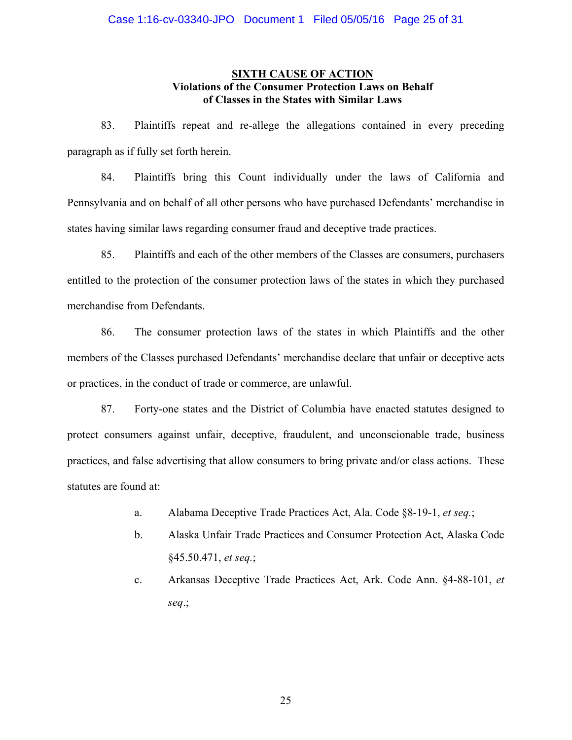**SIXTH CAUSE OF ACTION**
**Violations of the Consumer Protection Laws on Behalf of Classes in the States with Similar Laws**

83. Plaintiffs repeat and re-allege the allegations contained in every preceding paragraph as if fully set forth herein.

84. Plaintiffs bring this Count individually under the laws of California and Pennsylvania and on behalf of all other persons who have purchased Defendants' merchandise in states having similar laws regarding consumer fraud and deceptive trade practices.

85. Plaintiffs and each of the other members of the Classes are consumers, purchasers entitled to the protection of the consumer protection laws of the states in which they purchased merchandise from Defendants.

86. The consumer protection laws of the states in which Plaintiffs and the other members of the Classes purchased Defendants' merchandise declare that unfair or deceptive acts or practices, in the conduct of trade or commerce, are unlawful.

87. Forty-one states and the District of Columbia have enacted statutes designed to protect consumers against unfair, deceptive, fraudulent, and unconscionable trade, business practices, and false advertising that allow consumers to bring private and/or class actions. These statutes are found at:

a. Alabama Deceptive Trade Practices Act, Ala. Code §8-19-1, *et seq.*;

b. Alaska Unfair Trade Practices and Consumer Protection Act, Alaska Code §45.50.471, *et seq.*;

c. Arkansas Deceptive Trade Practices Act, Ark. Code Ann. §4-88-101, *et seq*.;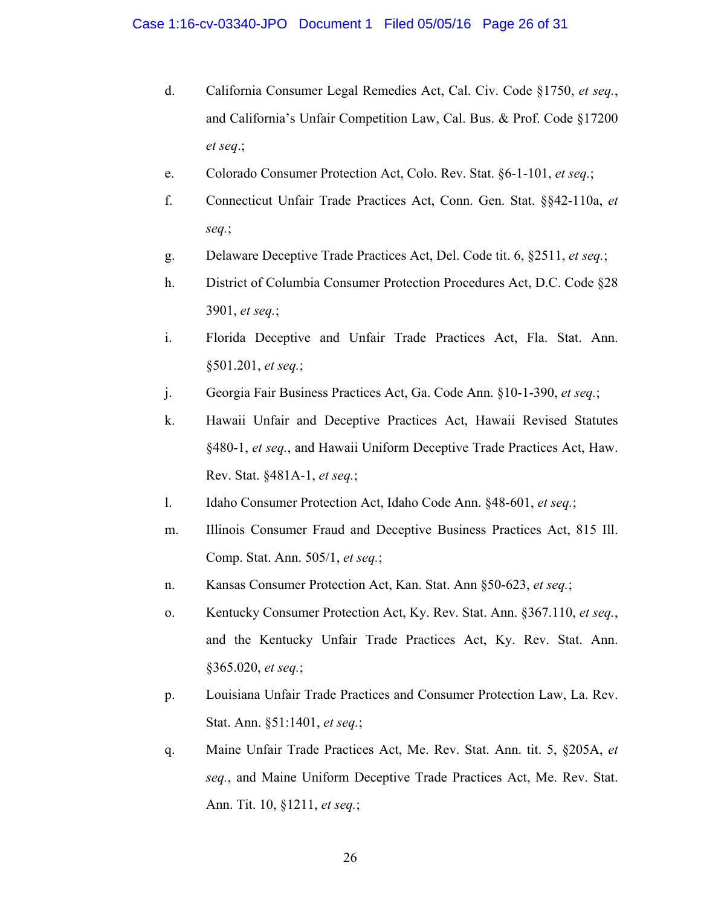d. California Consumer Legal Remedies Act, Cal. Civ. Code §1750, *et seq.*, and California's Unfair Competition Law, Cal. Bus. & Prof. Code §17200 *et seq.*;

e. Colorado Consumer Protection Act, Colo. Rev. Stat. §6-1-101, *et seq.*;

f. Connecticut Unfair Trade Practices Act, Conn. Gen. Stat. §§42-110a, *et seq.*;

g. Delaware Deceptive Trade Practices Act, Del. Code tit. 6, §2511, *et seq.*;

h. District of Columbia Consumer Protection Procedures Act, D.C. Code §28 3901, *et seq.*;

i. Florida Deceptive and Unfair Trade Practices Act, Fla. Stat. Ann. §501.201, *et seq.*;

j. Georgia Fair Business Practices Act, Ga. Code Ann. §10-1-390, *et seq.*;

k. Hawaii Unfair and Deceptive Practices Act, Hawaii Revised Statutes §480-1, *et seq.*, and Hawaii Uniform Deceptive Trade Practices Act, Haw. Rev. Stat. §481A-1, *et seq.*;

l. Idaho Consumer Protection Act, Idaho Code Ann. §48-601, *et seq.*;

m. Illinois Consumer Fraud and Deceptive Business Practices Act, 815 Ill. Comp. Stat. Ann. 505/1, *et seq.*;

n. Kansas Consumer Protection Act, Kan. Stat. Ann §50-623, *et seq.*;

o. Kentucky Consumer Protection Act, Ky. Rev. Stat. Ann. §367.110, *et seq.*, and the Kentucky Unfair Trade Practices Act, Ky. Rev. Stat. Ann. §365.020, *et seq.*;

p. Louisiana Unfair Trade Practices and Consumer Protection Law, La. Rev. Stat. Ann. §51:1401, *et seq.*;

q. Maine Unfair Trade Practices Act, Me. Rev. Stat. Ann. tit. 5, §205A, *et seq.*, and Maine Uniform Deceptive Trade Practices Act, Me. Rev. Stat. Ann. Tit. 10, §1211, *et seq.*;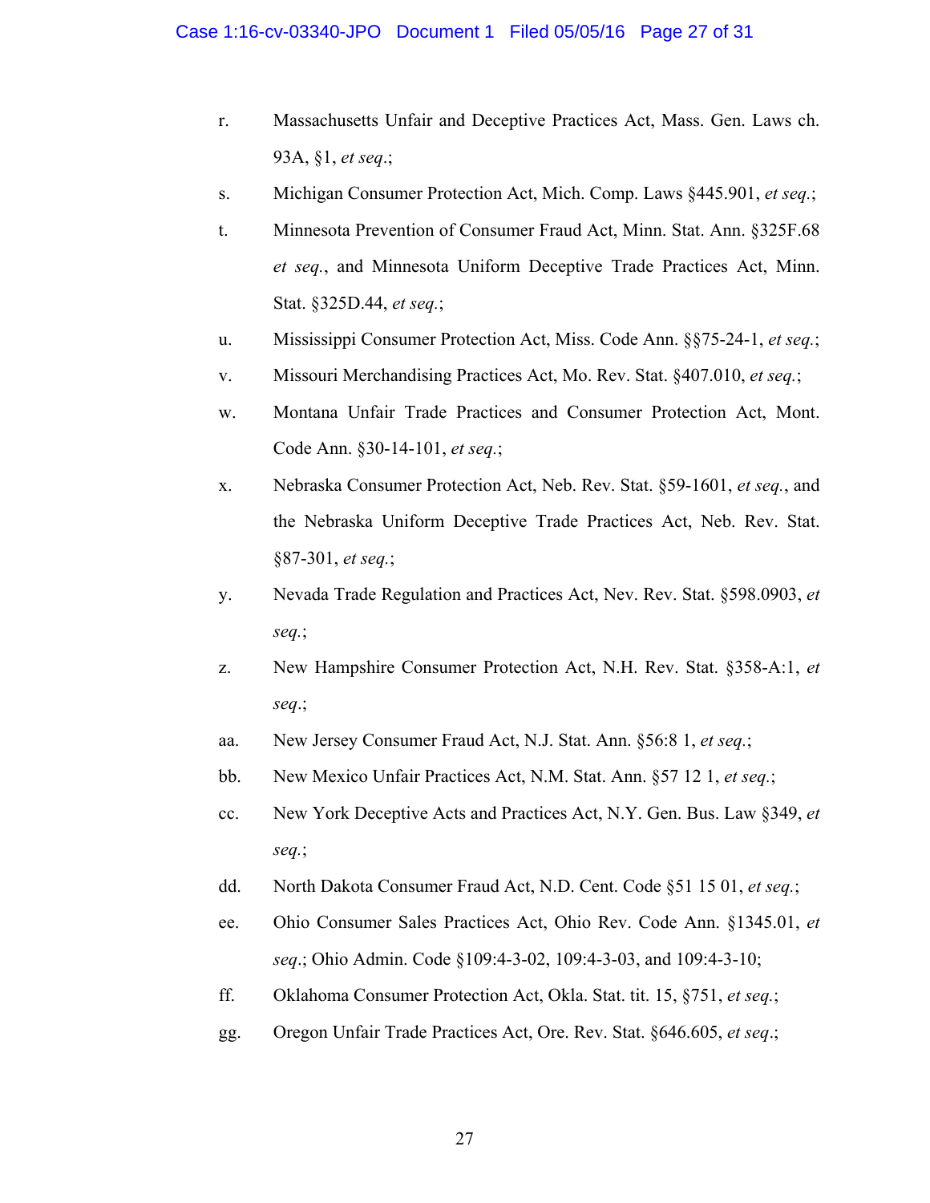r. Massachusetts Unfair and Deceptive Practices Act, Mass. Gen. Laws ch. 93A, §1, *et seq*.;

s. Michigan Consumer Protection Act, Mich. Comp. Laws §445.901, *et seq.*;

t. Minnesota Prevention of Consumer Fraud Act, Minn. Stat. Ann. §325F.68 *et seq.*, and Minnesota Uniform Deceptive Trade Practices Act, Minn. Stat. §325D.44, *et seq.*;

u. Mississippi Consumer Protection Act, Miss. Code Ann. §§75-24-1, *et seq.*;

v. Missouri Merchandising Practices Act, Mo. Rev. Stat. §407.010, *et seq.*;

w. Montana Unfair Trade Practices and Consumer Protection Act, Mont. Code Ann. §30-14-101, *et seq.*;

x. Nebraska Consumer Protection Act, Neb. Rev. Stat. §59-1601, *et seq.*, and the Nebraska Uniform Deceptive Trade Practices Act, Neb. Rev. Stat. §87-301, *et seq.*;

y. Nevada Trade Regulation and Practices Act, Nev. Rev. Stat. §598.0903, *et seq.*;

z. New Hampshire Consumer Protection Act, N.H. Rev. Stat. §358-A:1, *et seq*.;

aa. New Jersey Consumer Fraud Act, N.J. Stat. Ann. §56:8 1, *et seq.*;

bb. New Mexico Unfair Practices Act, N.M. Stat. Ann. §57 12 1, *et seq.*;

cc. New York Deceptive Acts and Practices Act, N.Y. Gen. Bus. Law §349, *et seq.*;

dd. North Dakota Consumer Fraud Act, N.D. Cent. Code §51 15 01, *et seq.*;

ee. Ohio Consumer Sales Practices Act, Ohio Rev. Code Ann. §1345.01, *et seq*.; Ohio Admin. Code §109:4-3-02, 109:4-3-03, and 109:4-3-10;

ff. Oklahoma Consumer Protection Act, Okla. Stat. tit. 15, §751, *et seq.*;

gg. Oregon Unfair Trade Practices Act, Ore. Rev. Stat. §646.605, *et seq*.;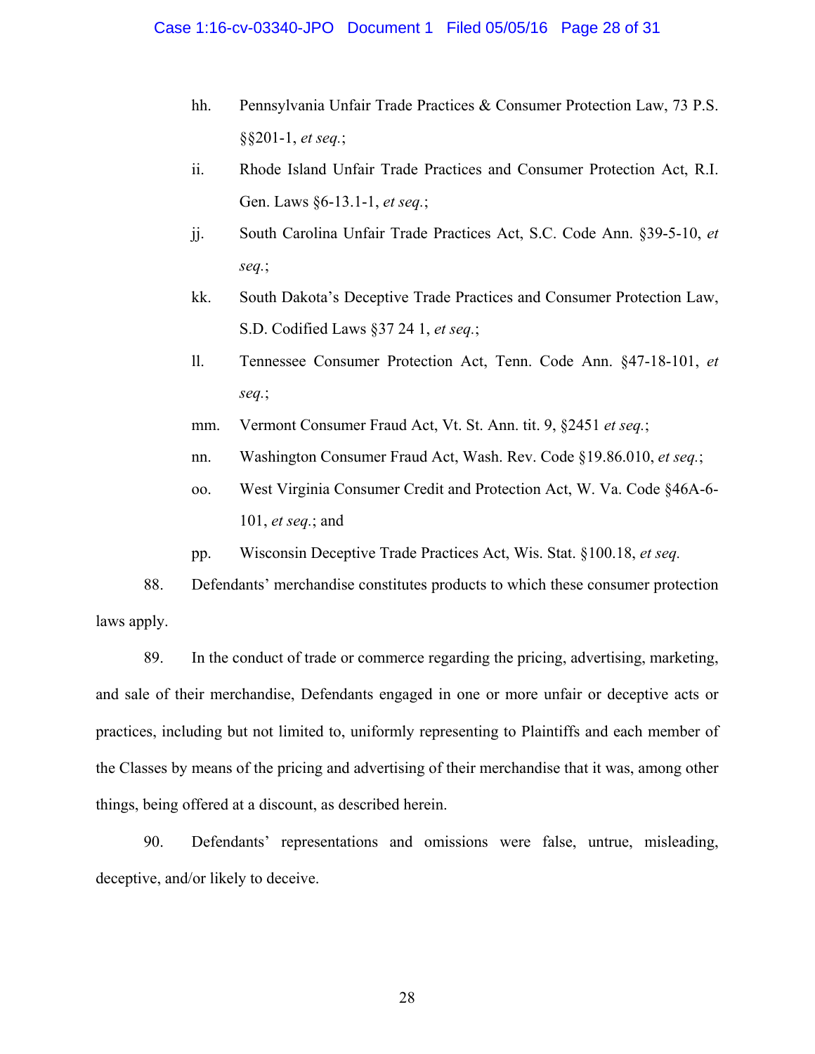hh. Pennsylvania Unfair Trade Practices & Consumer Protection Law, 73 P.S. §§201-1, *et seq.*;

ii. Rhode Island Unfair Trade Practices and Consumer Protection Act, R.I. Gen. Laws §6-13.1-1, *et seq.*;

jj. South Carolina Unfair Trade Practices Act, S.C. Code Ann. §39-5-10, *et seq.*;

kk. South Dakota's Deceptive Trade Practices and Consumer Protection Law, S.D. Codified Laws §37 24 1, *et seq.*;

ll. Tennessee Consumer Protection Act, Tenn. Code Ann. §47-18-101, *et seq.*;

mm. Vermont Consumer Fraud Act, Vt. St. Ann. tit. 9, §2451 *et seq.*;

nn. Washington Consumer Fraud Act, Wash. Rev. Code §19.86.010, *et seq.*;

oo. West Virginia Consumer Credit and Protection Act, W. Va. Code §46A-6-101, *et seq.*; and

pp. Wisconsin Deceptive Trade Practices Act, Wis. Stat. §100.18, *et seq.*

88. Defendants' merchandise constitutes products to which these consumer protection laws apply.

89. In the conduct of trade or commerce regarding the pricing, advertising, marketing, and sale of their merchandise, Defendants engaged in one or more unfair or deceptive acts or practices, including but not limited to, uniformly representing to Plaintiffs and each member of the Classes by means of the pricing and advertising of their merchandise that it was, among other things, being offered at a discount, as described herein.

90. Defendants' representations and omissions were false, untrue, misleading, deceptive, and/or likely to deceive.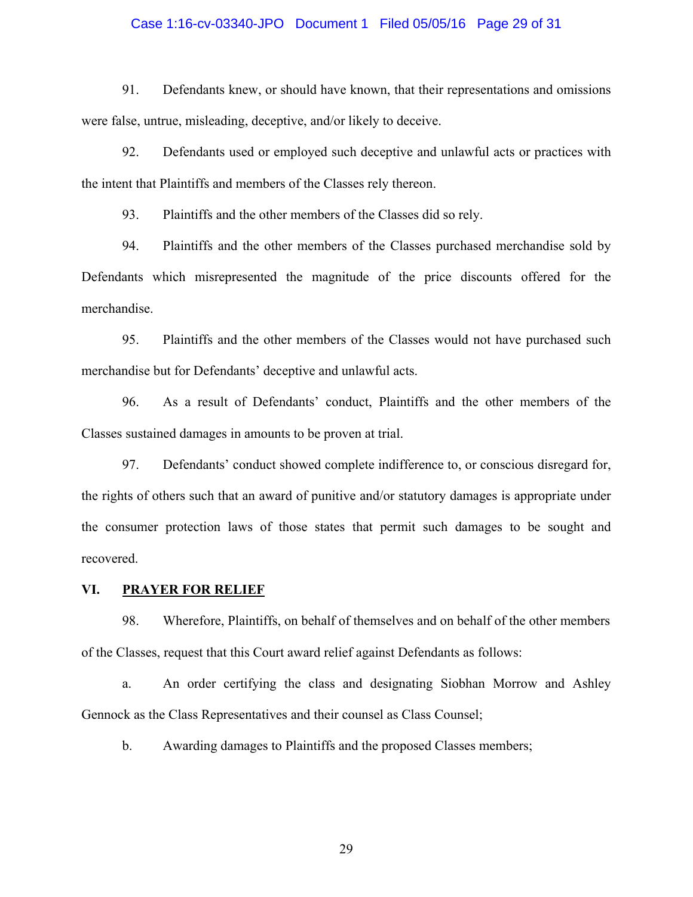91. Defendants knew, or should have known, that their representations and omissions were false, untrue, misleading, deceptive, and/or likely to deceive.

92. Defendants used or employed such deceptive and unlawful acts or practices with the intent that Plaintiffs and members of the Classes rely thereon.

93. Plaintiffs and the other members of the Classes did so rely.

94. Plaintiffs and the other members of the Classes purchased merchandise sold by Defendants which misrepresented the magnitude of the price discounts offered for the merchandise.

95. Plaintiffs and the other members of the Classes would not have purchased such merchandise but for Defendants' deceptive and unlawful acts.

96. As a result of Defendants' conduct, Plaintiffs and the other members of the Classes sustained damages in amounts to be proven at trial.

97. Defendants' conduct showed complete indifference to, or conscious disregard for, the rights of others such that an award of punitive and/or statutory damages is appropriate under the consumer protection laws of those states that permit such damages to be sought and recovered.

## VI. PRAYER FOR RELIEF

98. Wherefore, Plaintiffs, on behalf of themselves and on behalf of the other members of the Classes, request that this Court award relief against Defendants as follows:

a. An order certifying the class and designating Siobhan Morrow and Ashley Gennock as the Class Representatives and their counsel as Class Counsel;

b. Awarding damages to Plaintiffs and the proposed Classes members;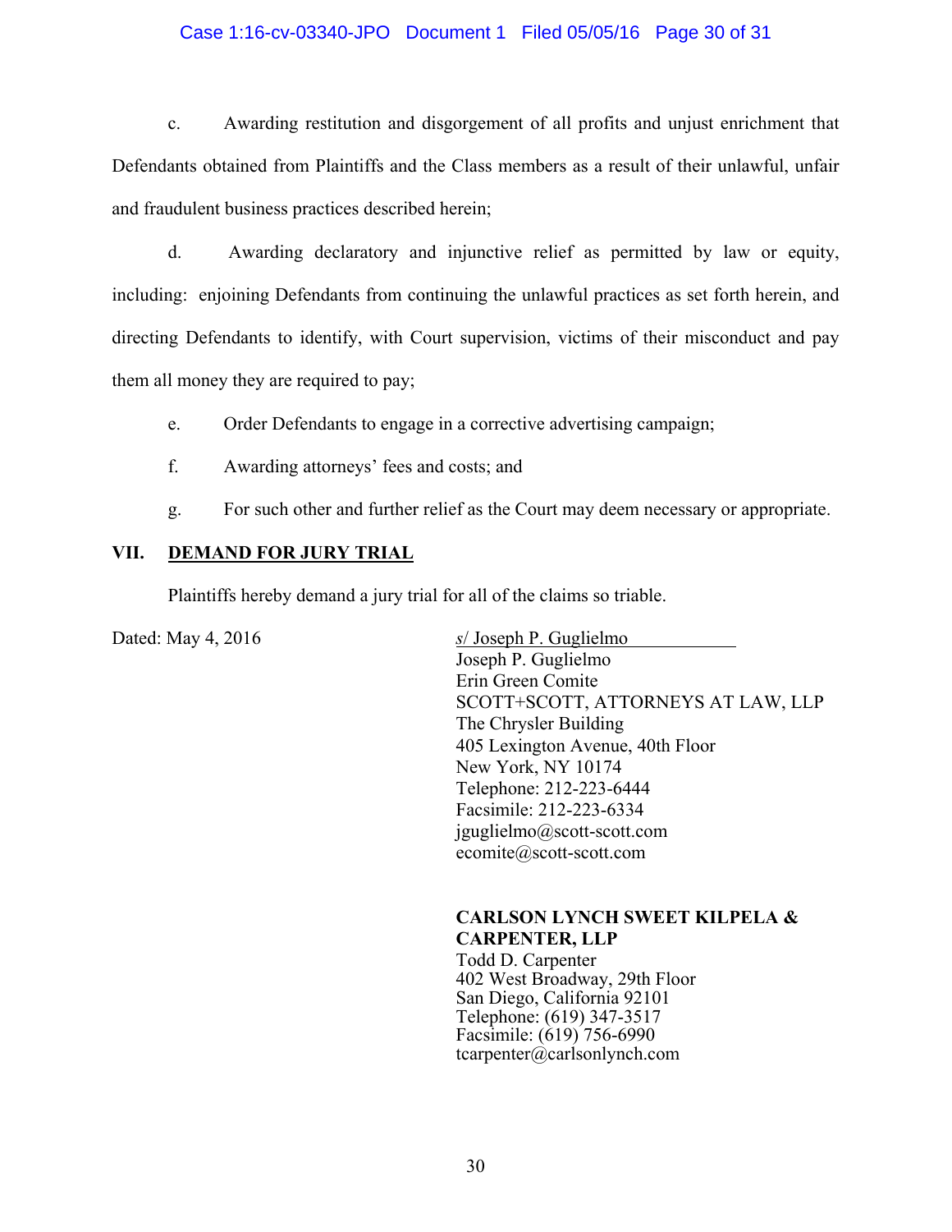c. Awarding restitution and disgorgement of all profits and unjust enrichment that Defendants obtained from Plaintiffs and the Class members as a result of their unlawful, unfair and fraudulent business practices described herein;

d. Awarding declaratory and injunctive relief as permitted by law or equity, including: enjoining Defendants from continuing the unlawful practices as set forth herein, and directing Defendants to identify, with Court supervision, victims of their misconduct and pay them all money they are required to pay;

e. Order Defendants to engage in a corrective advertising campaign;

f. Awarding attorneys' fees and costs; and

g. For such other and further relief as the Court may deem necessary or appropriate.

## VII. DEMAND FOR JURY TRIAL

Plaintiffs hereby demand a jury trial for all of the claims so triable.

Dated: May 4, 2016

s/ Joseph P. Guglielmo
Joseph P. Guglielmo
Erin Green Comite
SCOTT+SCOTT, ATTORNEYS AT LAW, LLP
The Chrysler Building
405 Lexington Avenue, 40th Floor
New York, NY 10174
Telephone: 212-223-6444
Facsimile: 212-223-6334
jguglielmo@scott-scott.com
ecomite@scott-scott.com

**CARLSON LYNCH SWEET KILPELA & CARPENTER, LLP**
Todd D. Carpenter
402 West Broadway, 29th Floor
San Diego, California 92101
Telephone: (619) 347-3517
Facsimile: (619) 756-6990
tcarpenter@carlsonlynch.com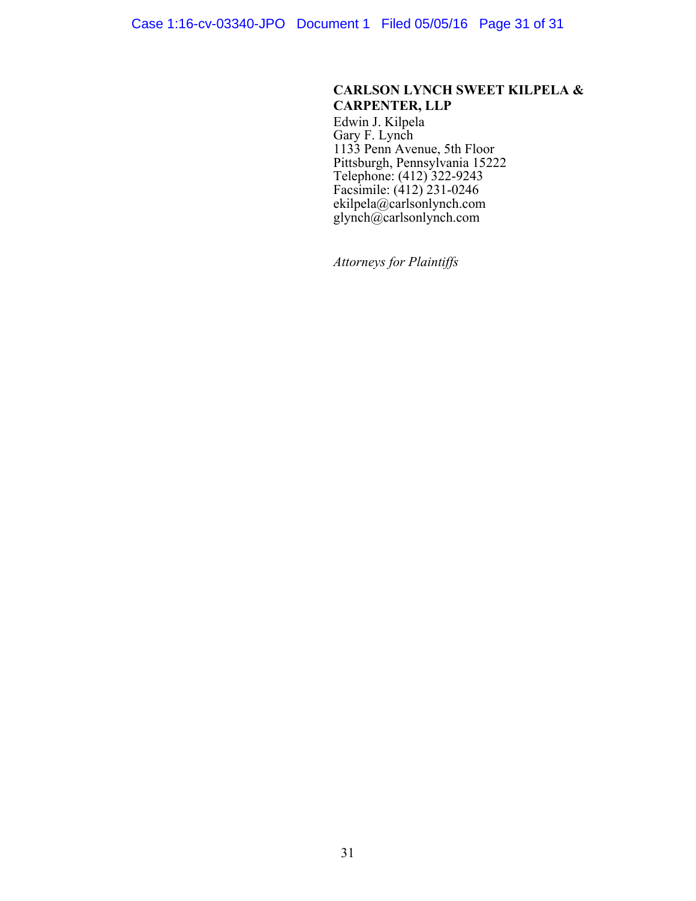**CARLSON LYNCH SWEET KILPELA & CARPENTER, LLP**
Edwin J. Kilpela
Gary F. Lynch
1133 Penn Avenue, 5th Floor
Pittsburgh, Pennsylvania 15222
Telephone: (412) 322-9243
Facsimile: (412) 231-0246
ekilpela@carlsonlynch.com
glynch@carlsonlynch.com

*Attorneys for Plaintiffs*